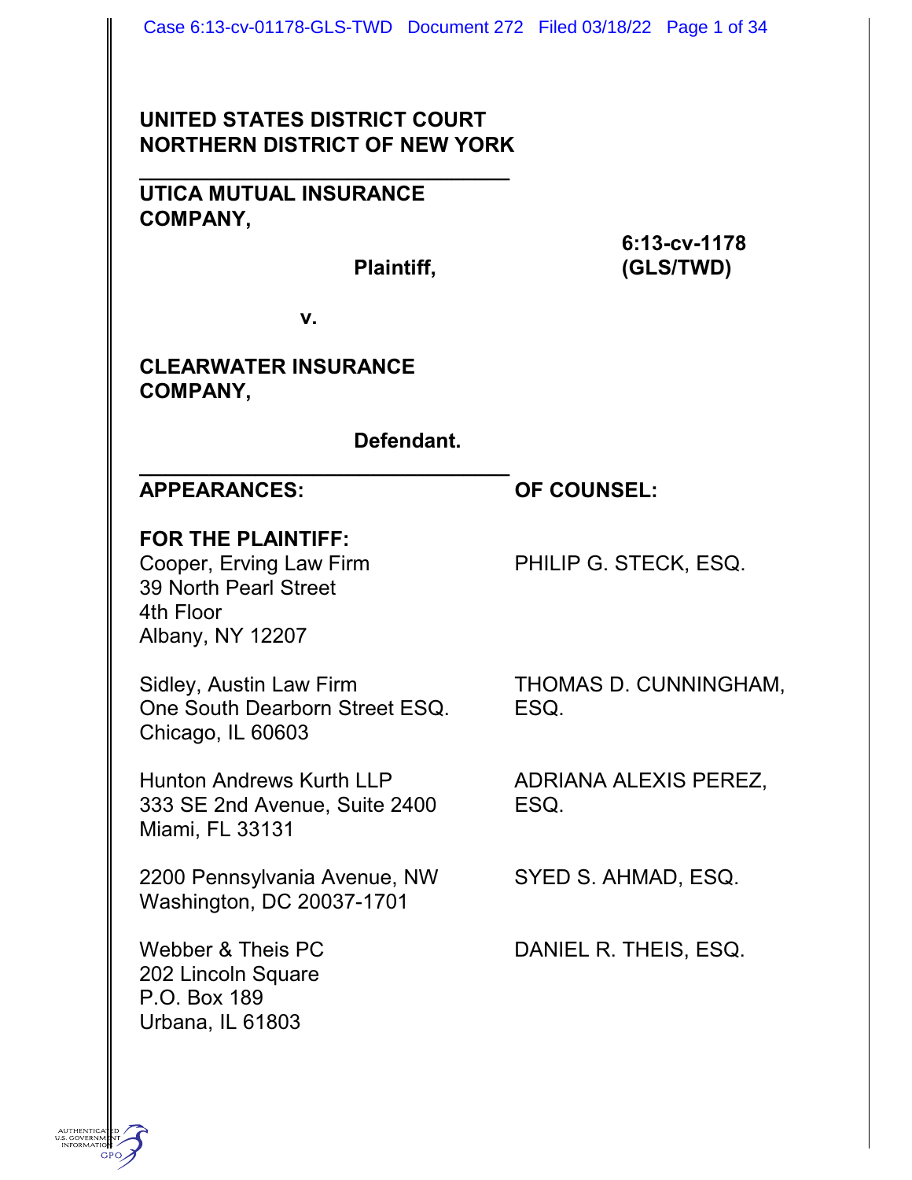**UNITED STATES DISTRICT COURT**
**NORTHERN DISTRICT OF NEW YORK**

---

**UTICA MUTUAL INSURANCE COMPANY,**

**Plaintiff,**

**6:13-cv-1178 (GLS/TWD)**

**v.**

**CLEARWATER INSURANCE COMPANY,**

**Defendant.**

---

| **APPEARANCES:** | **OF COUNSEL:** |
|---|---|
| **FOR THE PLAINTIFF:** | |
| Cooper, Erving Law Firm<br>39 North Pearl Street<br>4th Floor<br>Albany, NY 12207 | PHILIP G. STECK, ESQ. |
| Sidley, Austin Law Firm<br>One South Dearborn Street ESQ.<br>Chicago, IL 60603 | THOMAS D. CUNNINGHAM, ESQ. |
| Hunton Andrews Kurth LLP<br>333 SE 2nd Avenue, Suite 2400<br>Miami, FL 33131 | ADRIANA ALEXIS PEREZ, ESQ. |
| 2200 Pennsylvania Avenue, NW<br>Washington, DC 20037-1701 | SYED S. AHMAD, ESQ. |
| Webber & Theis PC<br>202 Lincoln Square<br>P.O. Box 189<br>Urbana, IL 61803 | DANIEL R. THEIS, ESQ. |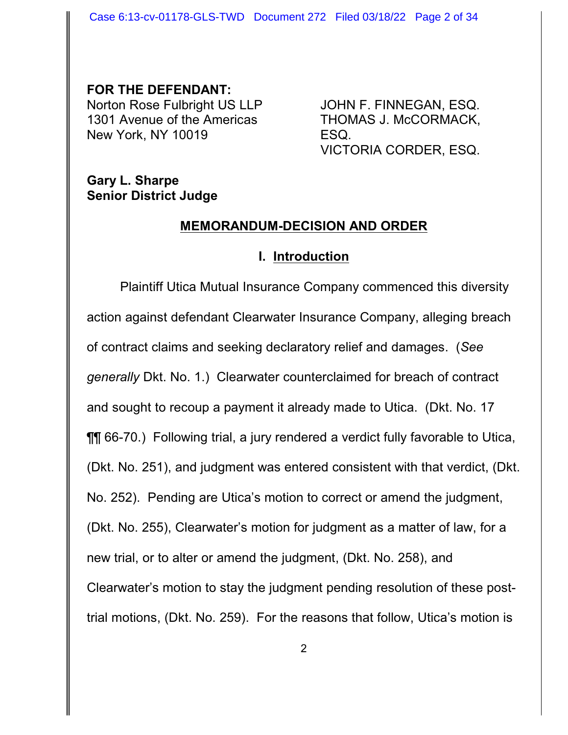**FOR THE DEFENDANT:**

Norton Rose Fulbright US LLP
1301 Avenue of the Americas
New York, NY 10019

JOHN F. FINNEGAN, ESQ.
THOMAS J. McCORMACK, ESQ.
VICTORIA CORDER, ESQ.

**Gary L. Sharpe**
**Senior District Judge**

## MEMORANDUM-DECISION AND ORDER

### I. Introduction

Plaintiff Utica Mutual Insurance Company commenced this diversity action against defendant Clearwater Insurance Company, alleging breach of contract claims and seeking declaratory relief and damages. (*See generally* Dkt. No. 1.) Clearwater counterclaimed for breach of contract and sought to recoup a payment it already made to Utica. (Dkt. No. 17 ¶¶ 66-70.) Following trial, a jury rendered a verdict fully favorable to Utica, (Dkt. No. 251), and judgment was entered consistent with that verdict, (Dkt. No. 252). Pending are Utica's motion to correct or amend the judgment, (Dkt. No. 255), Clearwater's motion for judgment as a matter of law, for a new trial, or to alter or amend the judgment, (Dkt. No. 258), and Clearwater's motion to stay the judgment pending resolution of these post-trial motions, (Dkt. No. 259). For the reasons that follow, Utica's motion is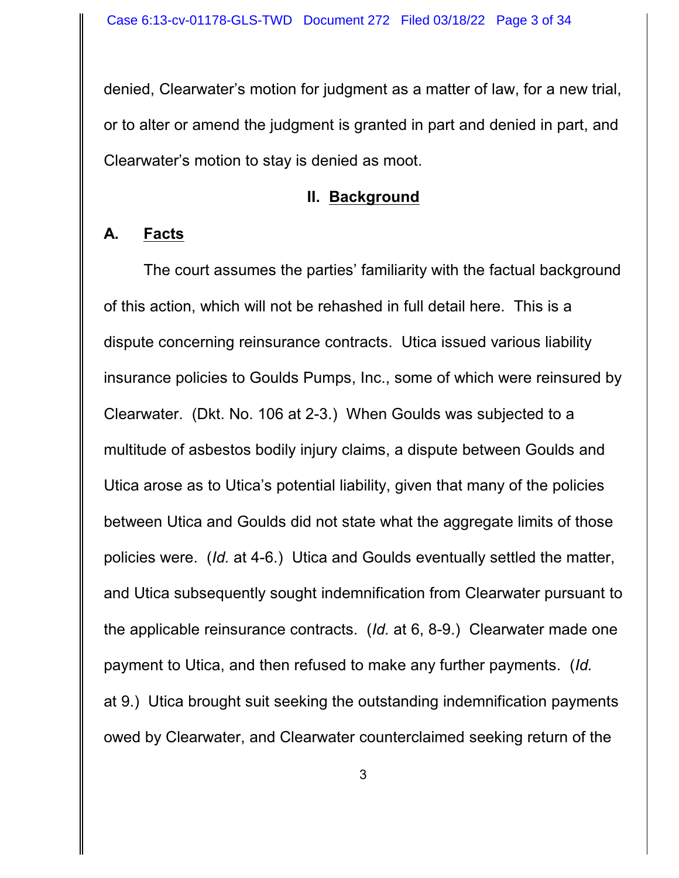denied, Clearwater's motion for judgment as a matter of law, for a new trial, or to alter or amend the judgment is granted in part and denied in part, and Clearwater's motion to stay is denied as moot.

## II. Background

### A. Facts

The court assumes the parties' familiarity with the factual background of this action, which will not be rehashed in full detail here. This is a dispute concerning reinsurance contracts. Utica issued various liability insurance policies to Goulds Pumps, Inc., some of which were reinsured by Clearwater. (Dkt. No. 106 at 2-3.) When Goulds was subjected to a multitude of asbestos bodily injury claims, a dispute between Goulds and Utica arose as to Utica's potential liability, given that many of the policies between Utica and Goulds did not state what the aggregate limits of those policies were. (*Id.* at 4-6.) Utica and Goulds eventually settled the matter, and Utica subsequently sought indemnification from Clearwater pursuant to the applicable reinsurance contracts. (*Id.* at 6, 8-9.) Clearwater made one payment to Utica, and then refused to make any further payments. (*Id.* at 9.) Utica brought suit seeking the outstanding indemnification payments owed by Clearwater, and Clearwater counterclaimed seeking return of the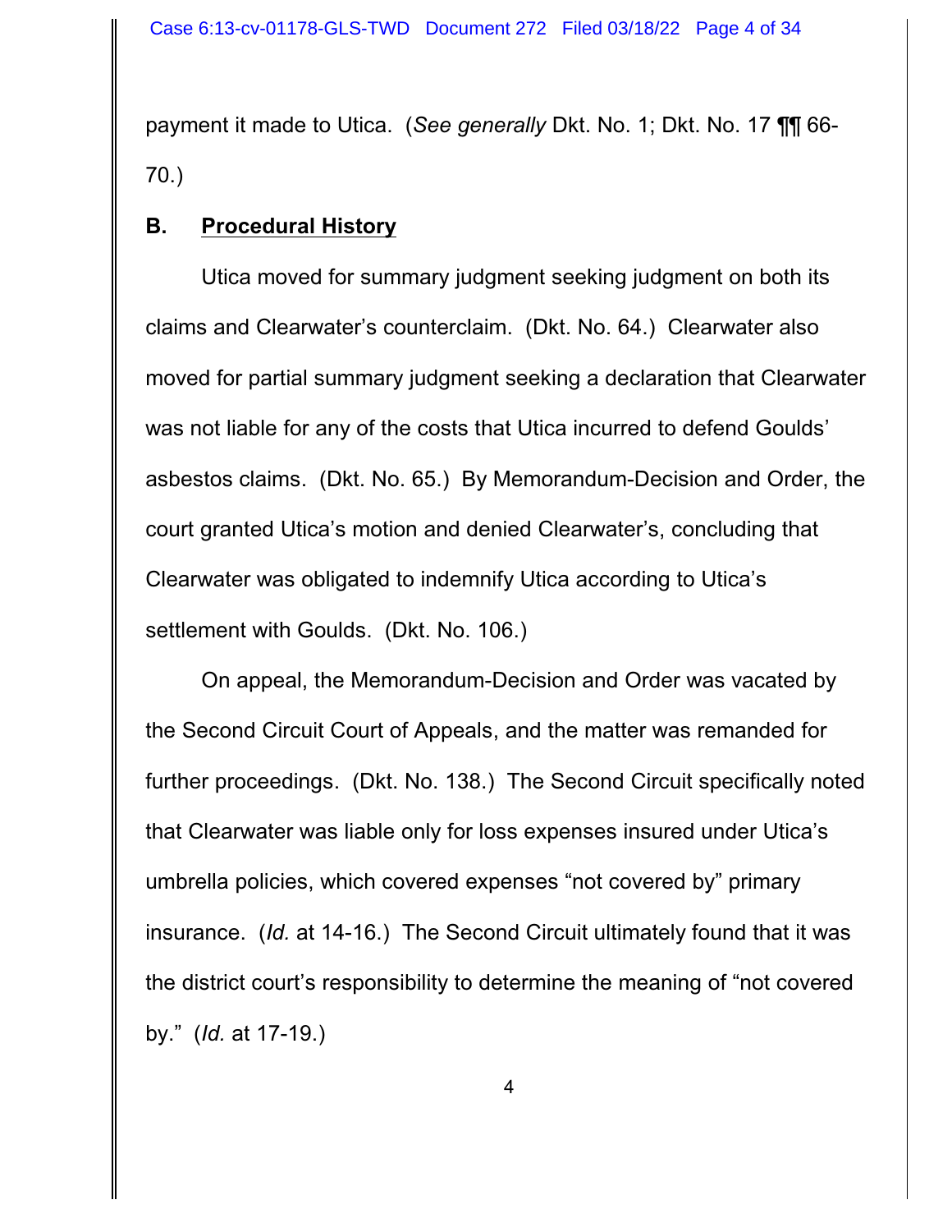payment it made to Utica. (*See generally* Dkt. No. 1; Dkt. No. 17 ¶¶ 66-70.)

### B. **Procedural History**

Utica moved for summary judgment seeking judgment on both its claims and Clearwater's counterclaim. (Dkt. No. 64.) Clearwater also moved for partial summary judgment seeking a declaration that Clearwater was not liable for any of the costs that Utica incurred to defend Goulds' asbestos claims. (Dkt. No. 65.) By Memorandum-Decision and Order, the court granted Utica's motion and denied Clearwater's, concluding that Clearwater was obligated to indemnify Utica according to Utica's settlement with Goulds. (Dkt. No. 106.)

On appeal, the Memorandum-Decision and Order was vacated by the Second Circuit Court of Appeals, and the matter was remanded for further proceedings. (Dkt. No. 138.) The Second Circuit specifically noted that Clearwater was liable only for loss expenses insured under Utica's umbrella policies, which covered expenses "not covered by" primary insurance. (*Id.* at 14-16.) The Second Circuit ultimately found that it was the district court's responsibility to determine the meaning of "not covered by." (*Id.* at 17-19.)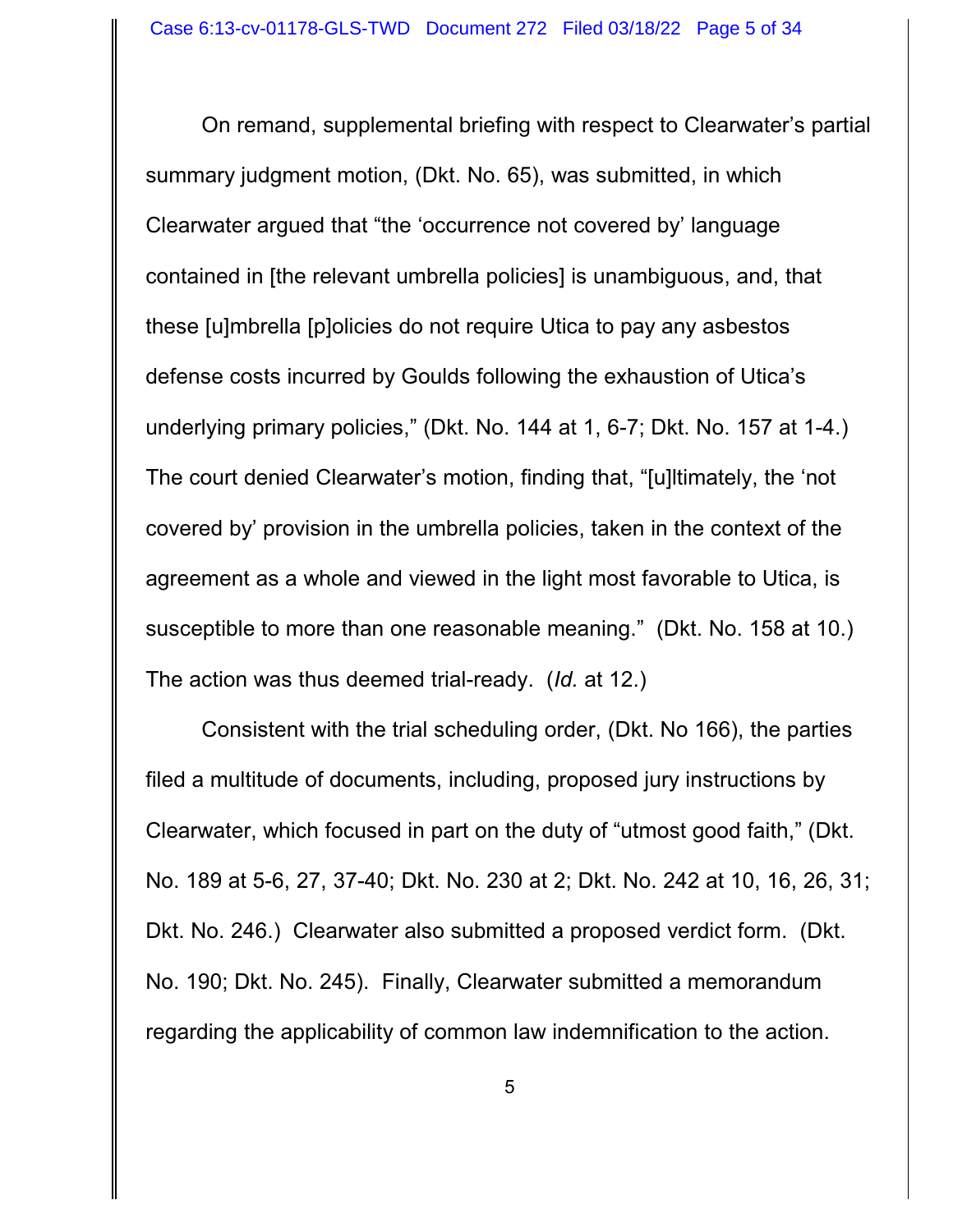On remand, supplemental briefing with respect to Clearwater's partial summary judgment motion, (Dkt. No. 65), was submitted, in which Clearwater argued that "the 'occurrence not covered by' language contained in [the relevant umbrella policies] is unambiguous, and, that these [u]mbrella [p]olicies do not require Utica to pay any asbestos defense costs incurred by Goulds following the exhaustion of Utica's underlying primary policies," (Dkt. No. 144 at 1, 6-7; Dkt. No. 157 at 1-4.) The court denied Clearwater's motion, finding that, "[u]ltimately, the 'not covered by' provision in the umbrella policies, taken in the context of the agreement as a whole and viewed in the light most favorable to Utica, is susceptible to more than one reasonable meaning." (Dkt. No. 158 at 10.) The action was thus deemed trial-ready. (*Id.* at 12.)

Consistent with the trial scheduling order, (Dkt. No 166), the parties filed a multitude of documents, including, proposed jury instructions by Clearwater, which focused in part on the duty of "utmost good faith," (Dkt. No. 189 at 5-6, 27, 37-40; Dkt. No. 230 at 2; Dkt. No. 242 at 10, 16, 26, 31; Dkt. No. 246.) Clearwater also submitted a proposed verdict form. (Dkt. No. 190; Dkt. No. 245). Finally, Clearwater submitted a memorandum regarding the applicability of common law indemnification to the action.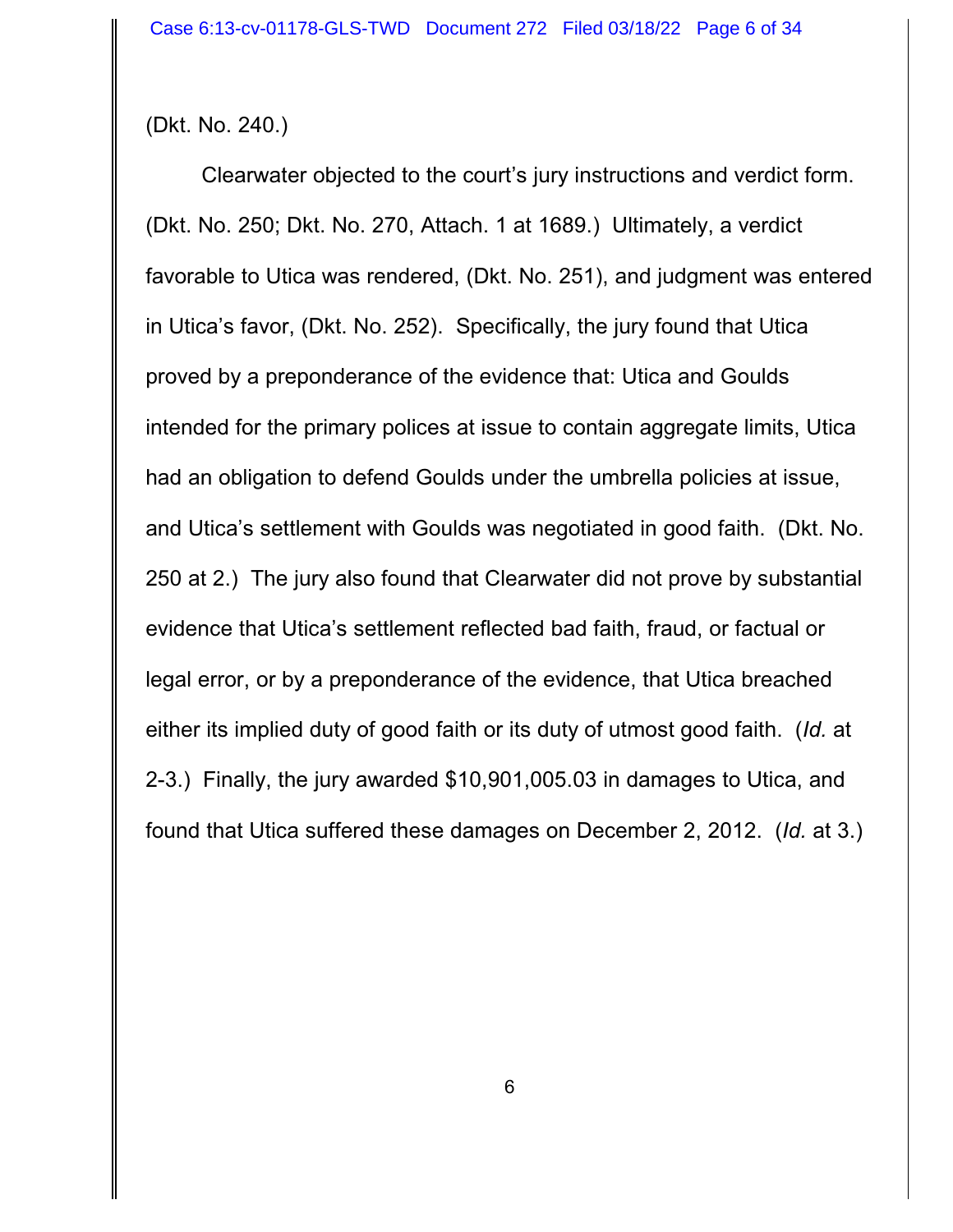(Dkt. No. 240.)

Clearwater objected to the court's jury instructions and verdict form. (Dkt. No. 250; Dkt. No. 270, Attach. 1 at 1689.) Ultimately, a verdict favorable to Utica was rendered, (Dkt. No. 251), and judgment was entered in Utica's favor, (Dkt. No. 252). Specifically, the jury found that Utica proved by a preponderance of the evidence that: Utica and Goulds intended for the primary polices at issue to contain aggregate limits, Utica had an obligation to defend Goulds under the umbrella policies at issue, and Utica's settlement with Goulds was negotiated in good faith. (Dkt. No. 250 at 2.) The jury also found that Clearwater did not prove by substantial evidence that Utica's settlement reflected bad faith, fraud, or factual or legal error, or by a preponderance of the evidence, that Utica breached either its implied duty of good faith or its duty of utmost good faith. (*Id.* at 2-3.) Finally, the jury awarded $10,901,005.03 in damages to Utica, and found that Utica suffered these damages on December 2, 2012. (*Id.* at 3.)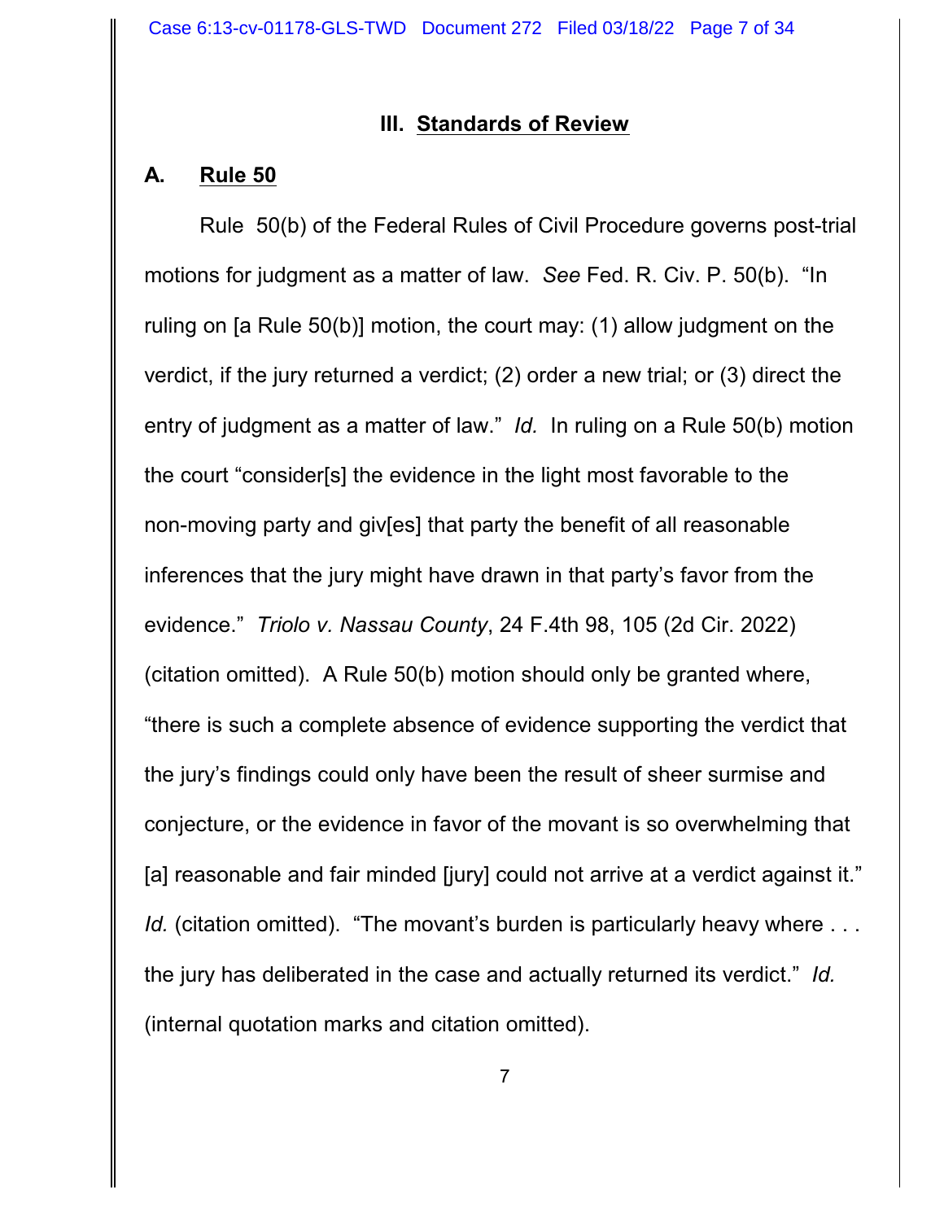## III. Standards of Review

### A. Rule 50

Rule 50(b) of the Federal Rules of Civil Procedure governs post-trial motions for judgment as a matter of law. *See* Fed. R. Civ. P. 50(b). "In ruling on [a Rule 50(b)] motion, the court may: (1) allow judgment on the verdict, if the jury returned a verdict; (2) order a new trial; or (3) direct the entry of judgment as a matter of law." *Id.* In ruling on a Rule 50(b) motion the court "consider[s] the evidence in the light most favorable to the non-moving party and giv[es] that party the benefit of all reasonable inferences that the jury might have drawn in that party's favor from the evidence." *Triolo v. Nassau County*, 24 F.4th 98, 105 (2d Cir. 2022) (citation omitted). A Rule 50(b) motion should only be granted where, "there is such a complete absence of evidence supporting the verdict that the jury's findings could only have been the result of sheer surmise and conjecture, or the evidence in favor of the movant is so overwhelming that [a] reasonable and fair minded [jury] could not arrive at a verdict against it." *Id.* (citation omitted). "The movant's burden is particularly heavy where . . . the jury has deliberated in the case and actually returned its verdict." *Id.* (internal quotation marks and citation omitted).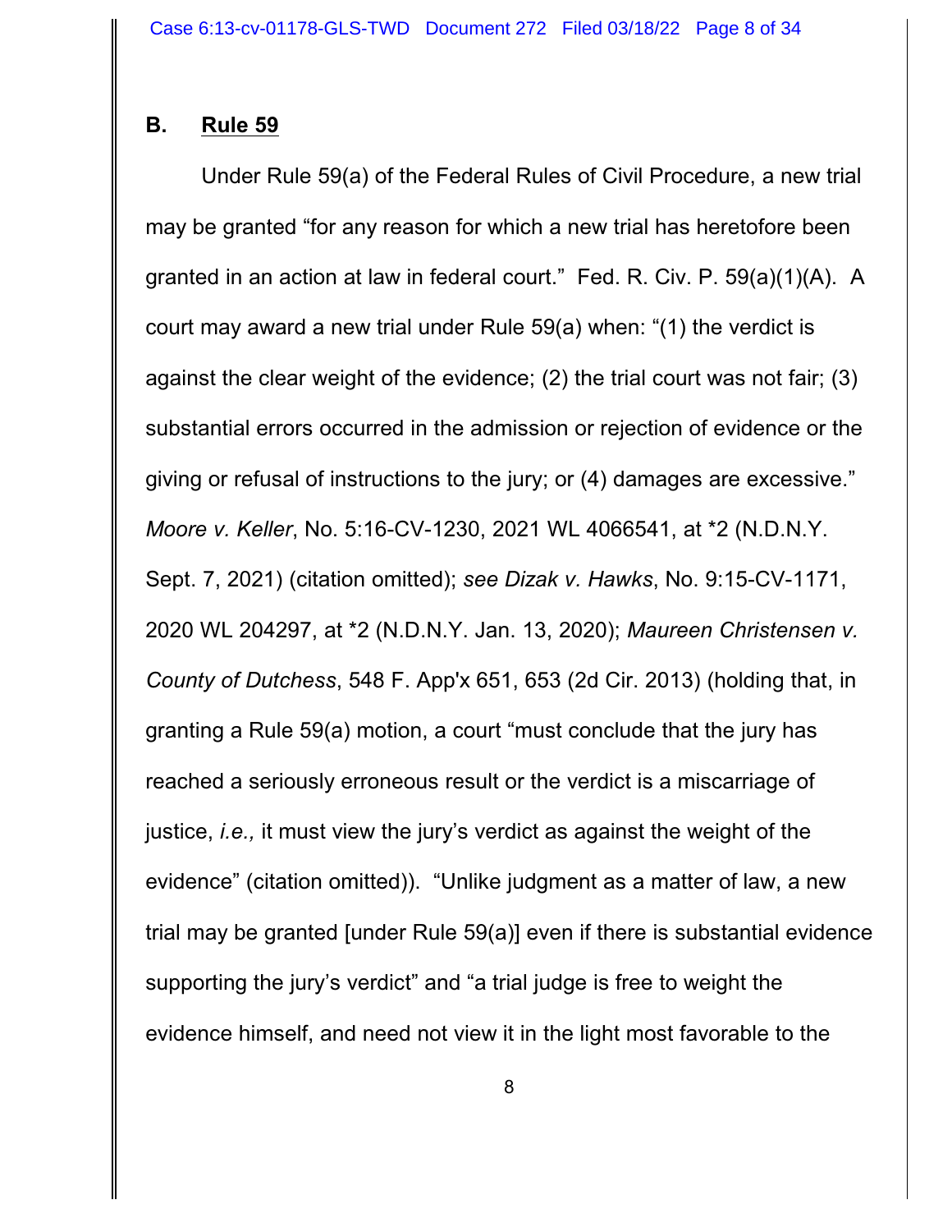## B. Rule 59

Under Rule 59(a) of the Federal Rules of Civil Procedure, a new trial may be granted "for any reason for which a new trial has heretofore been granted in an action at law in federal court." Fed. R. Civ. P. 59(a)(1)(A). A court may award a new trial under Rule 59(a) when: "(1) the verdict is against the clear weight of the evidence; (2) the trial court was not fair; (3) substantial errors occurred in the admission or rejection of evidence or the giving or refusal of instructions to the jury; or (4) damages are excessive." *Moore v. Keller*, No. 5:16-CV-1230, 2021 WL 4066541, at *2 (N.D.N.Y. Sept. 7, 2021) (citation omitted); *see Dizak v. Hawks*, No. 9:15-CV-1171, 2020 WL 204297, at *2 (N.D.N.Y. Jan. 13, 2020); *Maureen Christensen v. County of Dutchess*, 548 F. App'x 651, 653 (2d Cir. 2013) (holding that, in granting a Rule 59(a) motion, a court "must conclude that the jury has reached a seriously erroneous result or the verdict is a miscarriage of justice, *i.e.,* it must view the jury's verdict as against the weight of the evidence" (citation omitted)). "Unlike judgment as a matter of law, a new trial may be granted [under Rule 59(a)] even if there is substantial evidence supporting the jury's verdict" and "a trial judge is free to weight the evidence himself, and need not view it in the light most favorable to the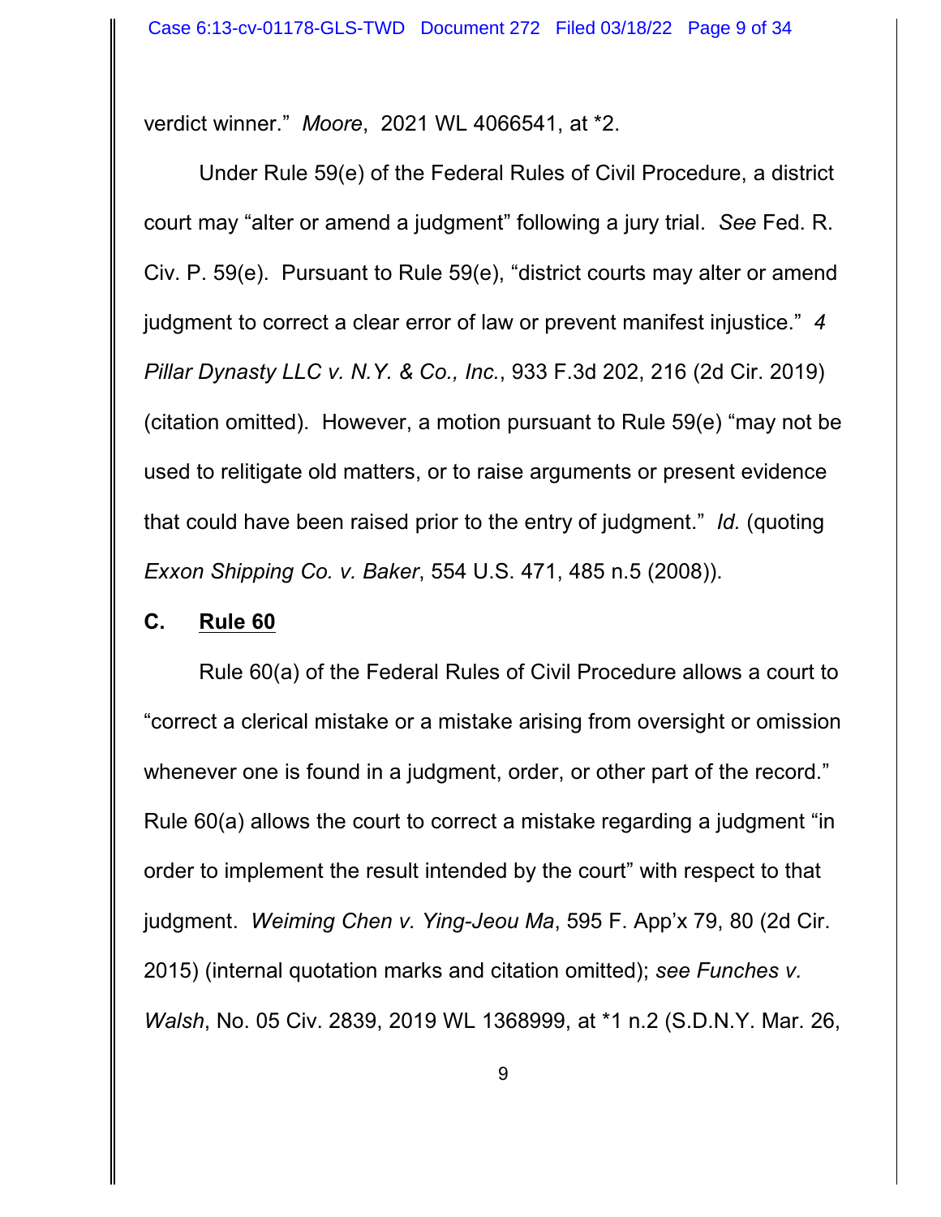verdict winner." *Moore*, 2021 WL 4066541, at *2.

Under Rule 59(e) of the Federal Rules of Civil Procedure, a district court may "alter or amend a judgment" following a jury trial. *See* Fed. R. Civ. P. 59(e). Pursuant to Rule 59(e), "district courts may alter or amend judgment to correct a clear error of law or prevent manifest injustice." *4 Pillar Dynasty LLC v. N.Y. & Co., Inc.*, 933 F.3d 202, 216 (2d Cir. 2019) (citation omitted). However, a motion pursuant to Rule 59(e) "may not be used to relitigate old matters, or to raise arguments or present evidence that could have been raised prior to the entry of judgment." *Id.* (quoting *Exxon Shipping Co. v. Baker*, 554 U.S. 471, 485 n.5 (2008)).

### C. <u>Rule 60</u>

Rule 60(a) of the Federal Rules of Civil Procedure allows a court to "correct a clerical mistake or a mistake arising from oversight or omission whenever one is found in a judgment, order, or other part of the record." Rule 60(a) allows the court to correct a mistake regarding a judgment "in order to implement the result intended by the court" with respect to that judgment. *Weiming Chen v. Ying-Jeou Ma*, 595 F. App'x 79, 80 (2d Cir. 2015) (internal quotation marks and citation omitted); *see Funches v. Walsh*, No. 05 Civ. 2839, 2019 WL 1368999, at *1 n.2 (S.D.N.Y. Mar. 26,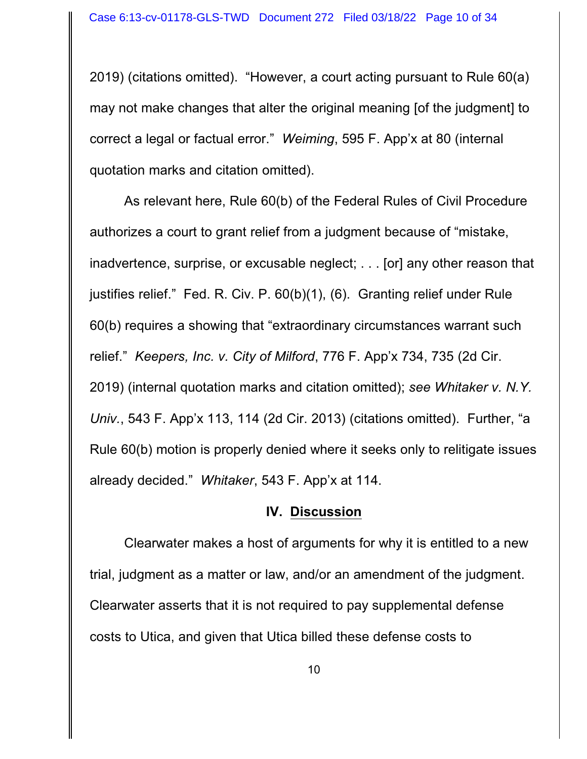2019) (citations omitted). "However, a court acting pursuant to Rule 60(a) may not make changes that alter the original meaning [of the judgment] to correct a legal or factual error." *Weiming*, 595 F. App'x at 80 (internal quotation marks and citation omitted).

As relevant here, Rule 60(b) of the Federal Rules of Civil Procedure authorizes a court to grant relief from a judgment because of "mistake, inadvertence, surprise, or excusable neglect; . . . [or] any other reason that justifies relief." Fed. R. Civ. P. 60(b)(1), (6). Granting relief under Rule 60(b) requires a showing that "extraordinary circumstances warrant such relief." *Keepers, Inc. v. City of Milford*, 776 F. App'x 734, 735 (2d Cir. 2019) (internal quotation marks and citation omitted); *see Whitaker v. N.Y. Univ.*, 543 F. App'x 113, 114 (2d Cir. 2013) (citations omitted). Further, "a Rule 60(b) motion is properly denied where it seeks only to relitigate issues already decided." *Whitaker*, 543 F. App'x at 114.

## IV. Discussion

Clearwater makes a host of arguments for why it is entitled to a new trial, judgment as a matter or law, and/or an amendment of the judgment. Clearwater asserts that it is not required to pay supplemental defense costs to Utica, and given that Utica billed these defense costs to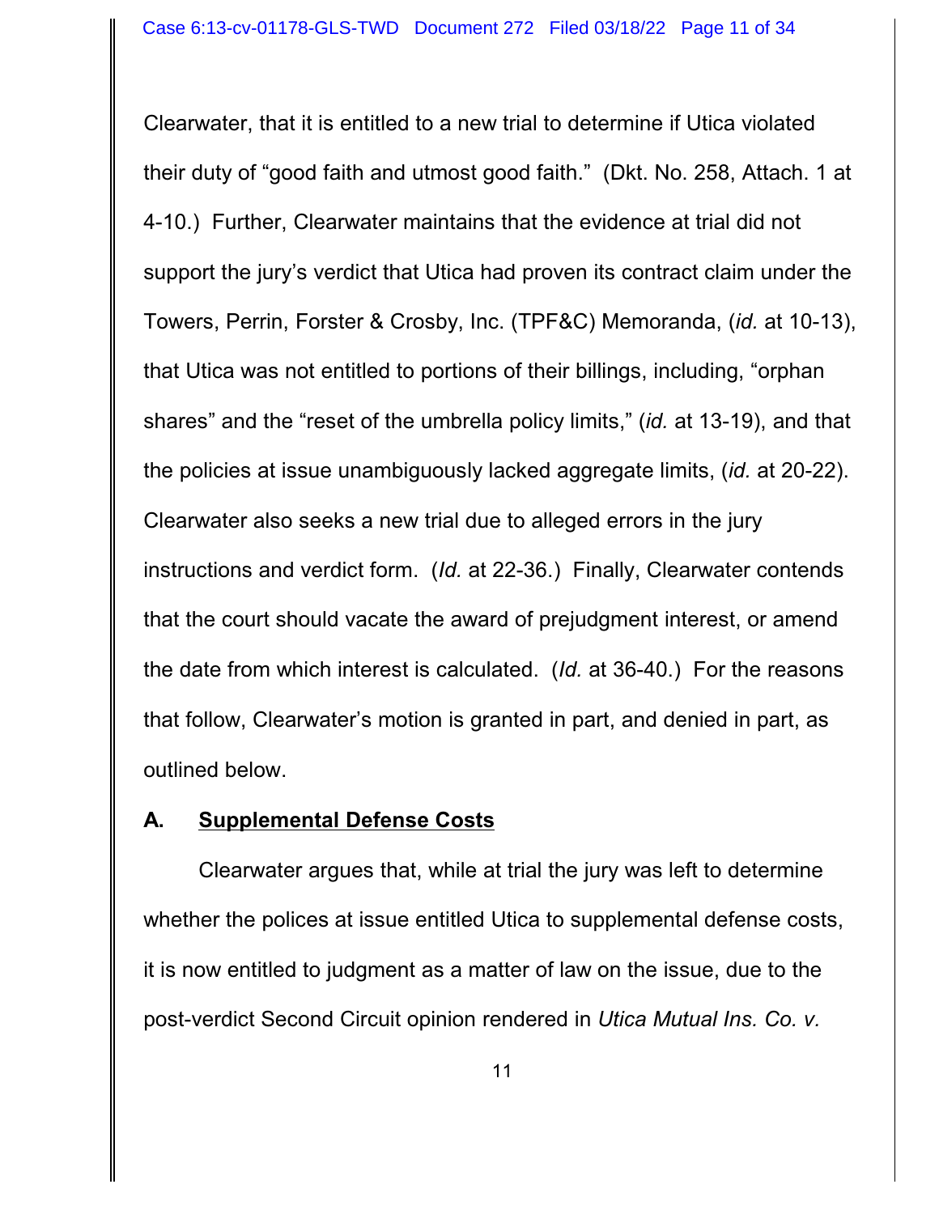Clearwater, that it is entitled to a new trial to determine if Utica violated their duty of "good faith and utmost good faith." (Dkt. No. 258, Attach. 1 at 4-10.) Further, Clearwater maintains that the evidence at trial did not support the jury's verdict that Utica had proven its contract claim under the Towers, Perrin, Forster & Crosby, Inc. (TPF&C) Memoranda, (*id.* at 10-13), that Utica was not entitled to portions of their billings, including, "orphan shares" and the "reset of the umbrella policy limits," (*id.* at 13-19), and that the policies at issue unambiguously lacked aggregate limits, (*id.* at 20-22). Clearwater also seeks a new trial due to alleged errors in the jury instructions and verdict form. (*Id.* at 22-36.) Finally, Clearwater contends that the court should vacate the award of prejudgment interest, or amend the date from which interest is calculated. (*Id.* at 36-40.) For the reasons that follow, Clearwater's motion is granted in part, and denied in part, as outlined below.

### A. <u>Supplemental Defense Costs</u>

Clearwater argues that, while at trial the jury was left to determine whether the polices at issue entitled Utica to supplemental defense costs, it is now entitled to judgment as a matter of law on the issue, due to the post-verdict Second Circuit opinion rendered in *Utica Mutual Ins. Co. v.*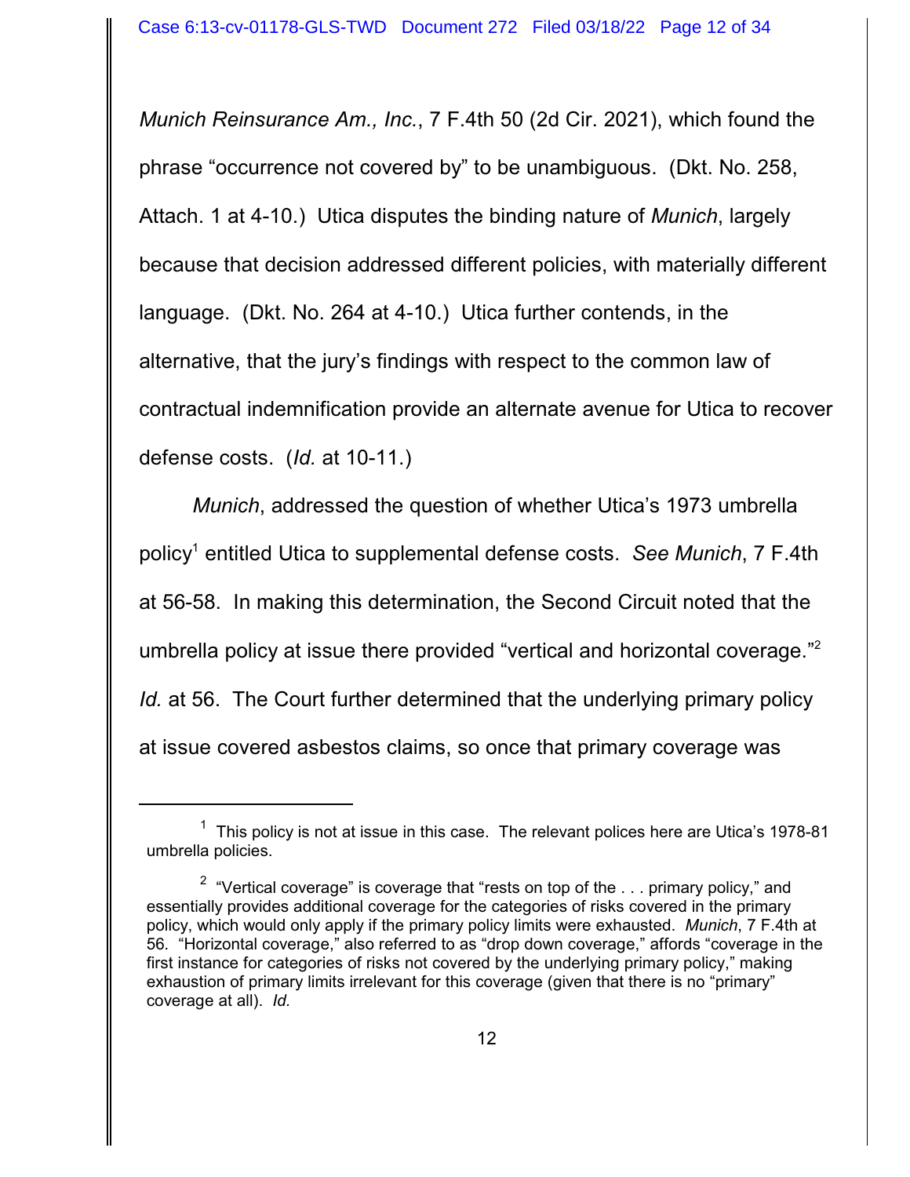*Munich Reinsurance Am., Inc.*, 7 F.4th 50 (2d Cir. 2021), which found the phrase "occurrence not covered by" to be unambiguous. (Dkt. No. 258, Attach. 1 at 4-10.) Utica disputes the binding nature of *Munich*, largely because that decision addressed different policies, with materially different language. (Dkt. No. 264 at 4-10.) Utica further contends, in the alternative, that the jury's findings with respect to the common law of contractual indemnification provide an alternate avenue for Utica to recover defense costs. (*Id.* at 10-11.)

*Munich*, addressed the question of whether Utica's 1973 umbrella policy[1] entitled Utica to supplemental defense costs. *See Munich*, 7 F.4th at 56-58. In making this determination, the Second Circuit noted that the umbrella policy at issue there provided "vertical and horizontal coverage."[2] *Id.* at 56. The Court further determined that the underlying primary policy at issue covered asbestos claims, so once that primary coverage was

---

[1] This policy is not at issue in this case. The relevant polices here are Utica's 1978-81 umbrella policies.

[2] "Vertical coverage" is coverage that "rests on top of the . . . primary policy," and essentially provides additional coverage for the categories of risks covered in the primary policy, which would only apply if the primary policy limits were exhausted. *Munich*, 7 F.4th at 56. "Horizontal coverage," also referred to as "drop down coverage," affords "coverage in the first instance for categories of risks not covered by the underlying primary policy," making exhaustion of primary limits irrelevant for this coverage (given that there is no "primary" coverage at all). *Id.*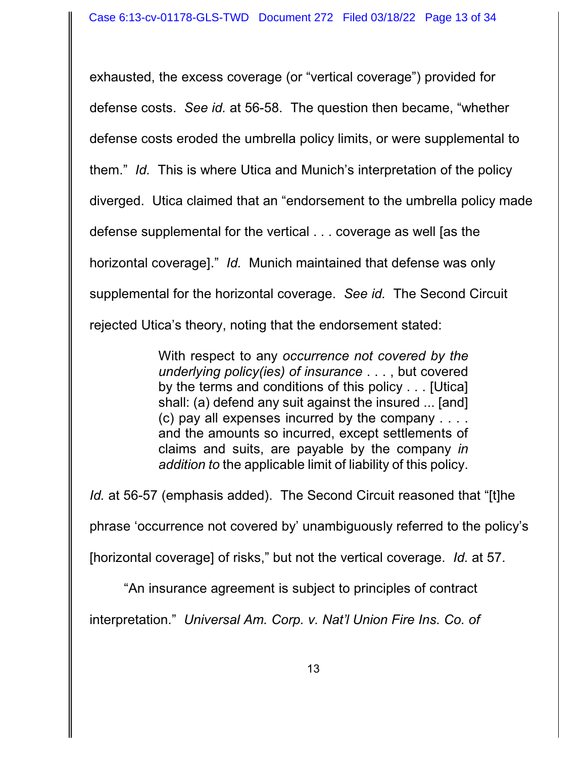exhausted, the excess coverage (or "vertical coverage") provided for defense costs. *See id.* at 56-58. The question then became, "whether defense costs eroded the umbrella policy limits, or were supplemental to them." *Id.* This is where Utica and Munich's interpretation of the policy diverged. Utica claimed that an "endorsement to the umbrella policy made defense supplemental for the vertical . . . coverage as well [as the horizontal coverage]." *Id.* Munich maintained that defense was only supplemental for the horizontal coverage. *See id.* The Second Circuit rejected Utica's theory, noting that the endorsement stated:

> With respect to any *occurrence not covered by the underlying policy(ies) of insurance* . . . , but covered by the terms and conditions of this policy . . . [Utica] shall: (a) defend any suit against the insured ... [and] (c) pay all expenses incurred by the company . . . . and the amounts so incurred, except settlements of claims and suits, are payable by the company *in addition to* the applicable limit of liability of this policy.

*Id.* at 56-57 (emphasis added). The Second Circuit reasoned that "[t]he phrase 'occurrence not covered by' unambiguously referred to the policy's [horizontal coverage] of risks," but not the vertical coverage. *Id.* at 57.

"An insurance agreement is subject to principles of contract interpretation." *Universal Am. Corp. v. Nat'l Union Fire Ins. Co. of*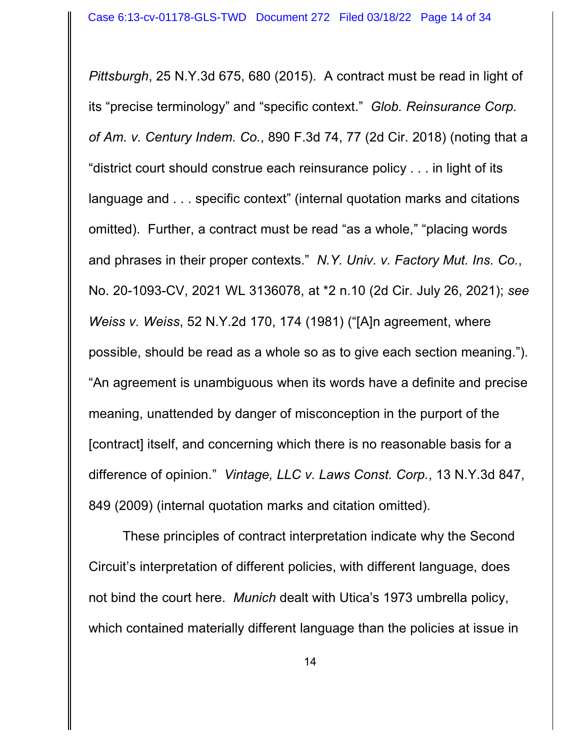*Pittsburgh*, 25 N.Y.3d 675, 680 (2015). A contract must be read in light of its "precise terminology" and "specific context." *Glob. Reinsurance Corp. of Am. v. Century Indem. Co.*, 890 F.3d 74, 77 (2d Cir. 2018) (noting that a "district court should construe each reinsurance policy . . . in light of its language and . . . specific context" (internal quotation marks and citations omitted). Further, a contract must be read "as a whole," "placing words and phrases in their proper contexts." *N.Y. Univ. v. Factory Mut. Ins. Co.*, No. 20-1093-CV, 2021 WL 3136078, at *2 n.10 (2d Cir. July 26, 2021); *see Weiss v. Weiss*, 52 N.Y.2d 170, 174 (1981) ("[A]n agreement, where possible, should be read as a whole so as to give each section meaning."). "An agreement is unambiguous when its words have a definite and precise meaning, unattended by danger of misconception in the purport of the [contract] itself, and concerning which there is no reasonable basis for a difference of opinion." *Vintage, LLC v. Laws Const. Corp.*, 13 N.Y.3d 847, 849 (2009) (internal quotation marks and citation omitted).

These principles of contract interpretation indicate why the Second Circuit's interpretation of different policies, with different language, does not bind the court here. *Munich* dealt with Utica's 1973 umbrella policy, which contained materially different language than the policies at issue in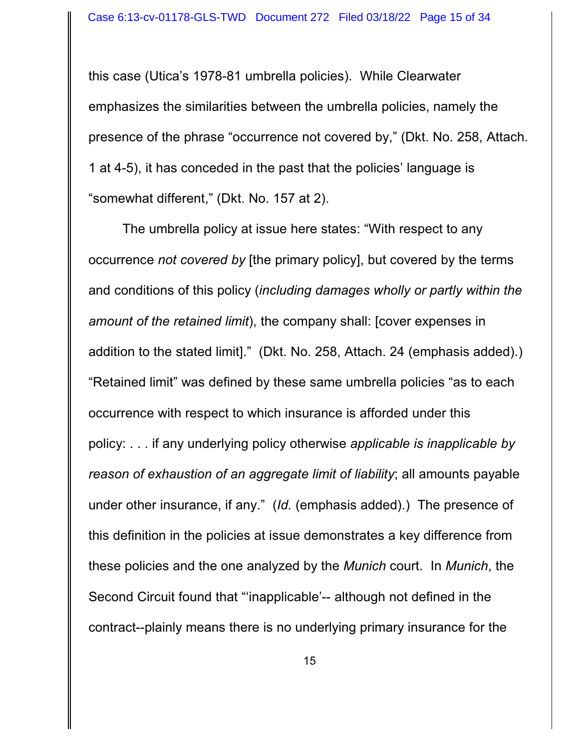this case (Utica's 1978-81 umbrella policies). While Clearwater emphasizes the similarities between the umbrella policies, namely the presence of the phrase "occurrence not covered by," (Dkt. No. 258, Attach. 1 at 4-5), it has conceded in the past that the policies' language is "somewhat different," (Dkt. No. 157 at 2).

The umbrella policy at issue here states: "With respect to any occurrence *not covered by* [the primary policy], but covered by the terms and conditions of this policy (*including damages wholly or partly within the amount of the retained limit*), the company shall: [cover expenses in addition to the stated limit]." (Dkt. No. 258, Attach. 24 (emphasis added).) "Retained limit" was defined by these same umbrella policies "as to each occurrence with respect to which insurance is afforded under this policy: . . . if any underlying policy otherwise *applicable is inapplicable by reason of exhaustion of an aggregate limit of liability*; all amounts payable under other insurance, if any." (*Id.* (emphasis added).) The presence of this definition in the policies at issue demonstrates a key difference from these policies and the one analyzed by the *Munich* court. In *Munich*, the Second Circuit found that "'inapplicable'-- although not defined in the contract--plainly means there is no underlying primary insurance for the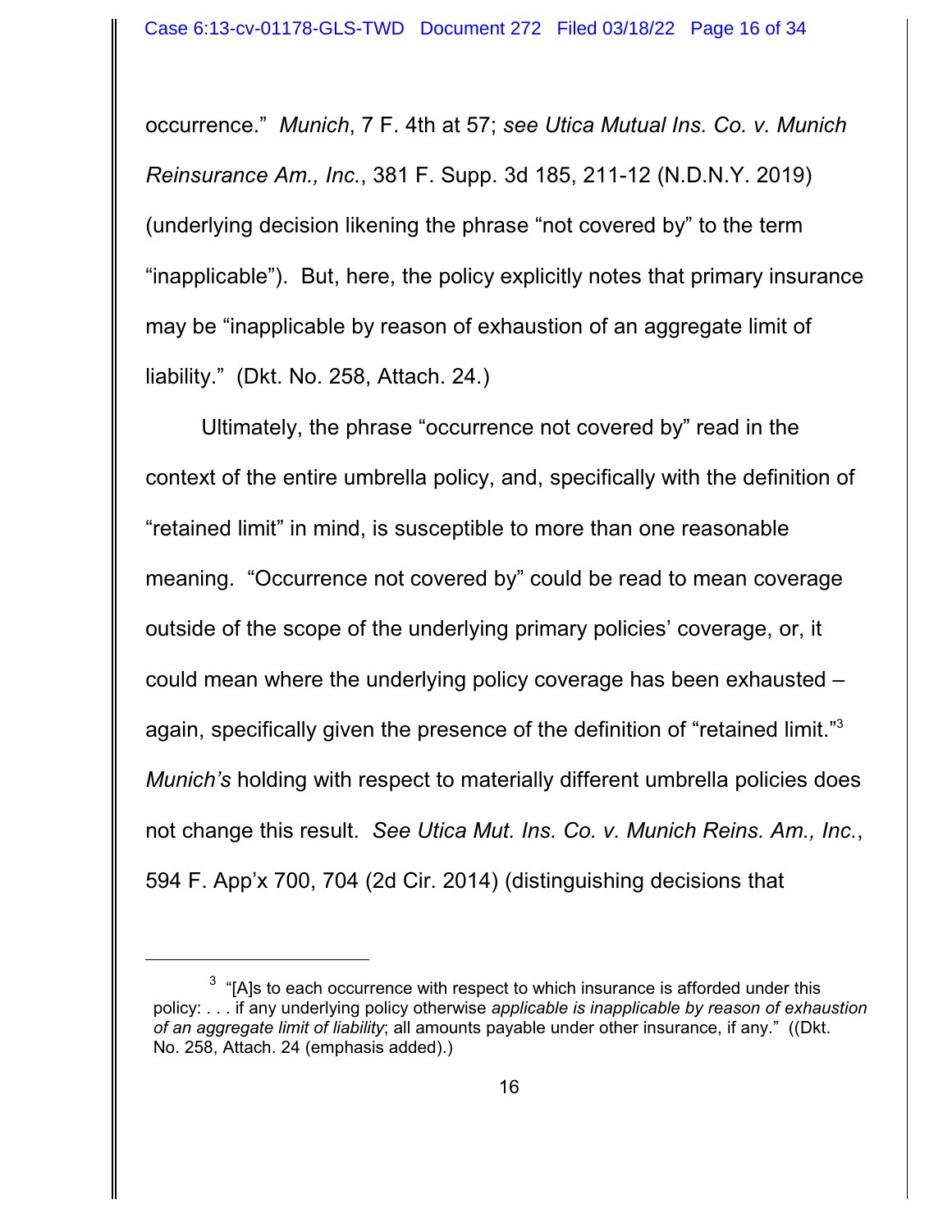occurrence." *Munich*, 7 F. 4th at 57; *see Utica Mutual Ins. Co. v. Munich Reinsurance Am., Inc.*, 381 F. Supp. 3d 185, 211-12 (N.D.N.Y. 2019) (underlying decision likening the phrase "not covered by" to the term "inapplicable"). But, here, the policy explicitly notes that primary insurance may be "inapplicable by reason of exhaustion of an aggregate limit of liability." (Dkt. No. 258, Attach. 24.)

Ultimately, the phrase "occurrence not covered by" read in the context of the entire umbrella policy, and, specifically with the definition of "retained limit" in mind, is susceptible to more than one reasonable meaning. "Occurrence not covered by" could be read to mean coverage outside of the scope of the underlying primary policies' coverage, or, it could mean where the underlying policy coverage has been exhausted – again, specifically given the presence of the definition of "retained limit."[3] *Munich's* holding with respect to materially different umbrella policies does not change this result. *See Utica Mut. Ins. Co. v. Munich Reins. Am., Inc.*, 594 F. App'x 700, 704 (2d Cir. 2014) (distinguishing decisions that

---

[3] "[A]s to each occurrence with respect to which insurance is afforded under this policy: . . . if any underlying policy otherwise *applicable is inapplicable by reason of exhaustion of an aggregate limit of liability*; all amounts payable under other insurance, if any." ((Dkt. No. 258, Attach. 24 (emphasis added).)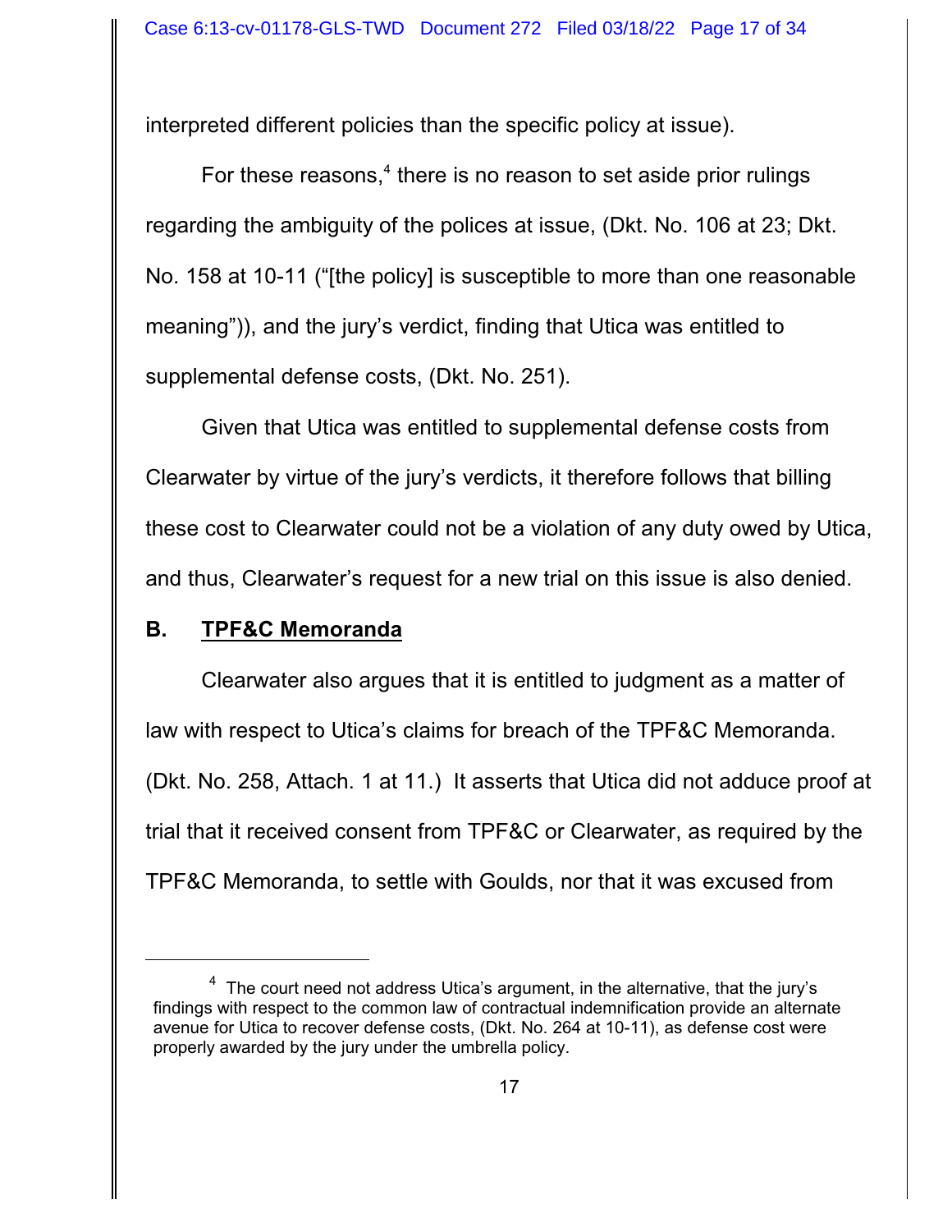interpreted different policies than the specific policy at issue).

For these reasons,[4] there is no reason to set aside prior rulings regarding the ambiguity of the polices at issue, (Dkt. No. 106 at 23; Dkt. No. 158 at 10-11 ("[the policy] is susceptible to more than one reasonable meaning")), and the jury's verdict, finding that Utica was entitled to supplemental defense costs, (Dkt. No. 251).

Given that Utica was entitled to supplemental defense costs from Clearwater by virtue of the jury's verdicts, it therefore follows that billing these cost to Clearwater could not be a violation of any duty owed by Utica, and thus, Clearwater's request for a new trial on this issue is also denied.

## B. TPF&C Memoranda

Clearwater also argues that it is entitled to judgment as a matter of law with respect to Utica's claims for breach of the TPF&C Memoranda. (Dkt. No. 258, Attach. 1 at 11.) It asserts that Utica did not adduce proof at trial that it received consent from TPF&C or Clearwater, as required by the TPF&C Memoranda, to settle with Goulds, nor that it was excused from

---

[4] The court need not address Utica's argument, in the alternative, that the jury's findings with respect to the common law of contractual indemnification provide an alternate avenue for Utica to recover defense costs, (Dkt. No. 264 at 10-11), as defense cost were properly awarded by the jury under the umbrella policy.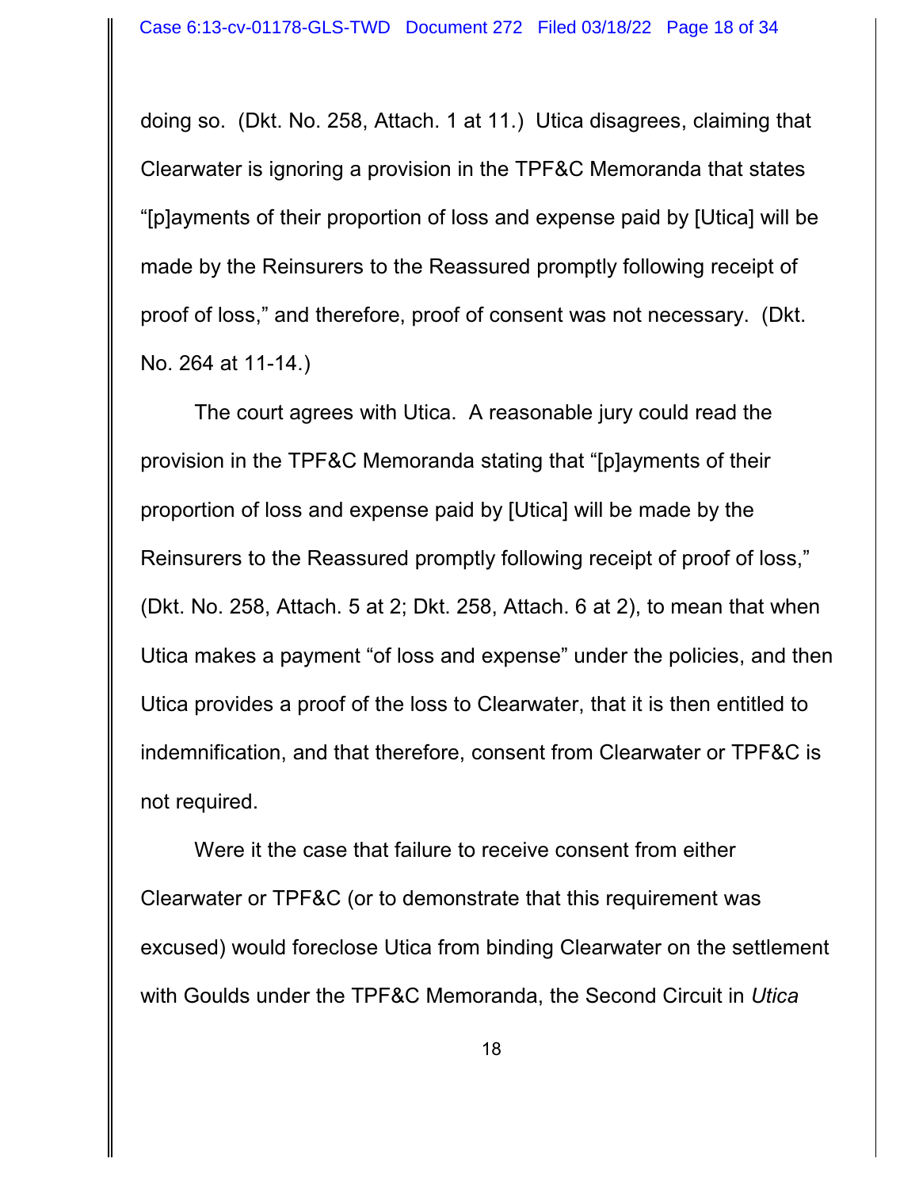doing so. (Dkt. No. 258, Attach. 1 at 11.) Utica disagrees, claiming that Clearwater is ignoring a provision in the TPF&C Memoranda that states "[p]ayments of their proportion of loss and expense paid by [Utica] will be made by the Reinsurers to the Reassured promptly following receipt of proof of loss," and therefore, proof of consent was not necessary. (Dkt. No. 264 at 11-14.)

The court agrees with Utica. A reasonable jury could read the provision in the TPF&C Memoranda stating that "[p]ayments of their proportion of loss and expense paid by [Utica] will be made by the Reinsurers to the Reassured promptly following receipt of proof of loss," (Dkt. No. 258, Attach. 5 at 2; Dkt. 258, Attach. 6 at 2), to mean that when Utica makes a payment "of loss and expense" under the policies, and then Utica provides a proof of the loss to Clearwater, that it is then entitled to indemnification, and that therefore, consent from Clearwater or TPF&C is not required.

Were it the case that failure to receive consent from either Clearwater or TPF&C (or to demonstrate that this requirement was excused) would foreclose Utica from binding Clearwater on the settlement with Goulds under the TPF&C Memoranda, the Second Circuit in *Utica*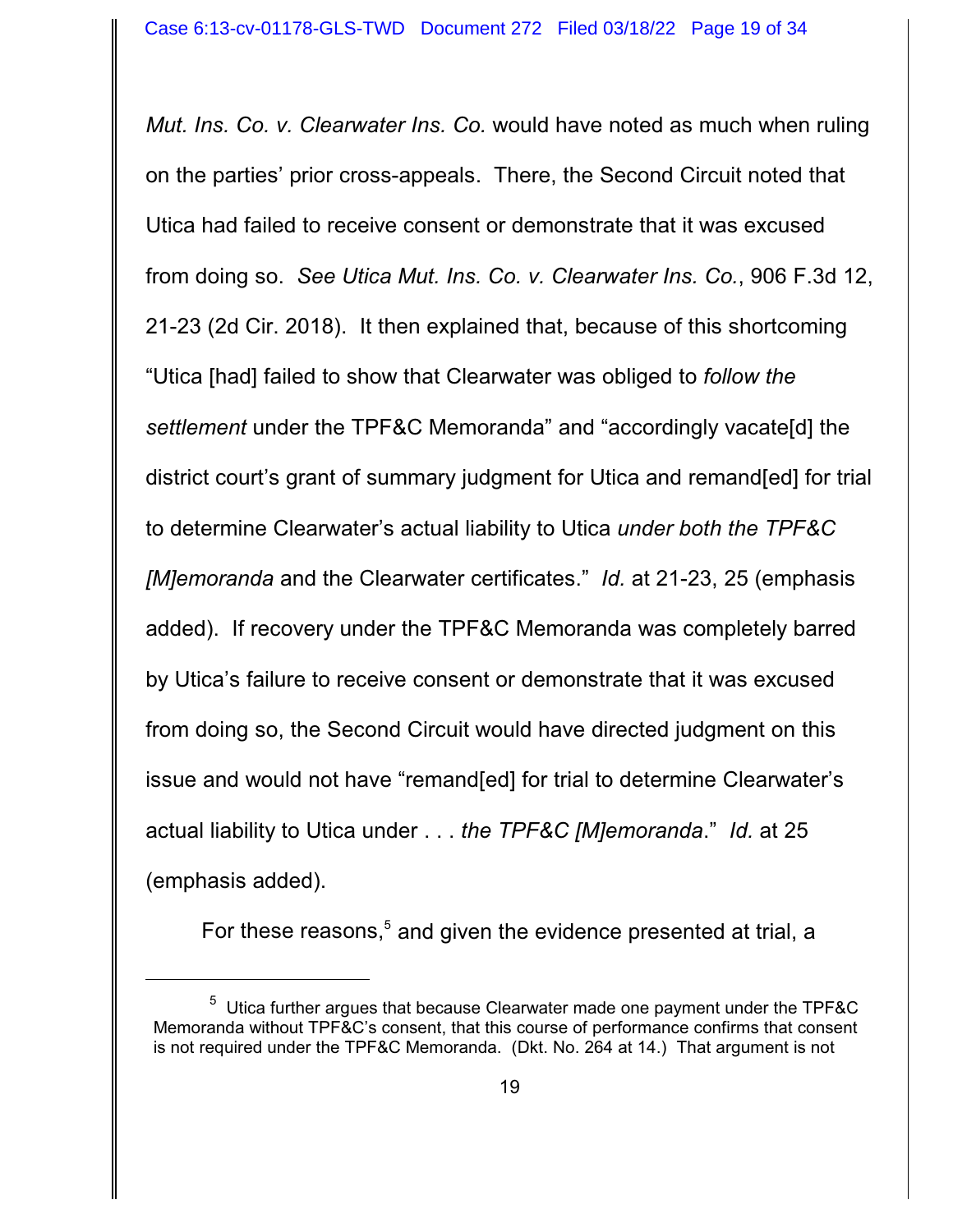*Mut. Ins. Co. v. Clearwater Ins. Co.* would have noted as much when ruling on the parties' prior cross-appeals. There, the Second Circuit noted that Utica had failed to receive consent or demonstrate that it was excused from doing so. *See Utica Mut. Ins. Co. v. Clearwater Ins. Co.*, 906 F.3d 12, 21-23 (2d Cir. 2018). It then explained that, because of this shortcoming "Utica [had] failed to show that Clearwater was obliged to *follow the settlement* under the TPF&C Memoranda" and "accordingly vacate[d] the district court's grant of summary judgment for Utica and remand[ed] for trial to determine Clearwater's actual liability to Utica *under both the TPF&C [M]emoranda* and the Clearwater certificates." *Id.* at 21-23, 25 (emphasis added). If recovery under the TPF&C Memoranda was completely barred by Utica's failure to receive consent or demonstrate that it was excused from doing so, the Second Circuit would have directed judgment on this issue and would not have "remand[ed] for trial to determine Clearwater's actual liability to Utica under . . . *the TPF&C [M]emoranda*." *Id.* at 25 (emphasis added).

For these reasons,[5] and given the evidence presented at trial, a

[5] Utica further argues that because Clearwater made one payment under the TPF&C Memoranda without TPF&C's consent, that this course of performance confirms that consent is not required under the TPF&C Memoranda. (Dkt. No. 264 at 14.) That argument is not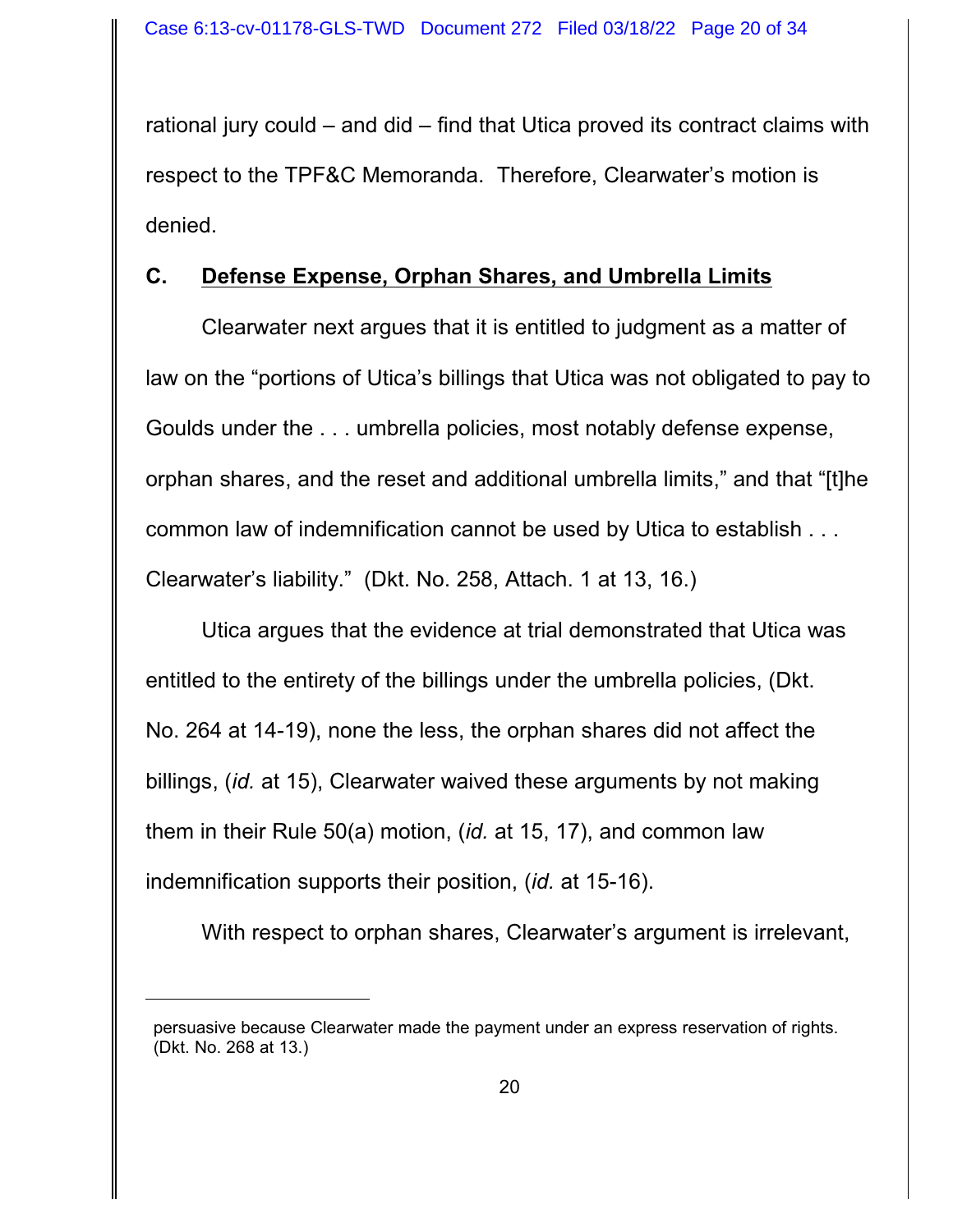rational jury could – and did – find that Utica proved its contract claims with respect to the TPF&C Memoranda. Therefore, Clearwater's motion is denied.

### C. <u>Defense Expense, Orphan Shares, and Umbrella Limits</u>

Clearwater next argues that it is entitled to judgment as a matter of law on the "portions of Utica's billings that Utica was not obligated to pay to Goulds under the . . . umbrella policies, most notably defense expense, orphan shares, and the reset and additional umbrella limits," and that "[t]he common law of indemnification cannot be used by Utica to establish . . . Clearwater's liability." (Dkt. No. 258, Attach. 1 at 13, 16.)

Utica argues that the evidence at trial demonstrated that Utica was entitled to the entirety of the billings under the umbrella policies, (Dkt. No. 264 at 14-19), none the less, the orphan shares did not affect the billings, (*id.* at 15), Clearwater waived these arguments by not making them in their Rule 50(a) motion, (*id.* at 15, 17), and common law indemnification supports their position, (*id.* at 15-16).

With respect to orphan shares, Clearwater's argument is irrelevant,

---

persuasive because Clearwater made the payment under an express reservation of rights. (Dkt. No. 268 at 13.)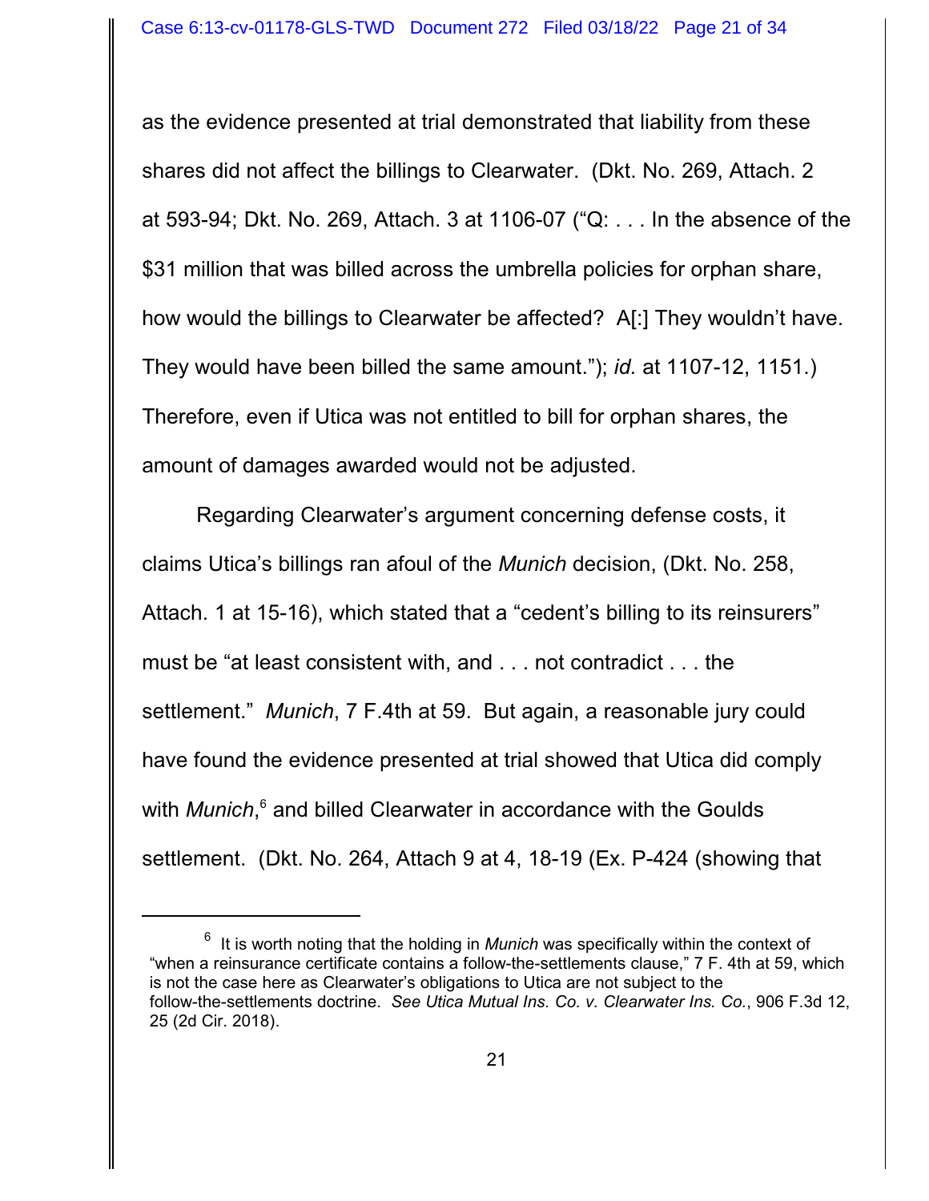as the evidence presented at trial demonstrated that liability from these shares did not affect the billings to Clearwater. (Dkt. No. 269, Attach. 2 at 593-94; Dkt. No. 269, Attach. 3 at 1106-07 ("Q: . . . In the absence of the $31 million that was billed across the umbrella policies for orphan share, how would the billings to Clearwater be affected? A[:] They wouldn't have. They would have been billed the same amount."); *id.* at 1107-12, 1151.) Therefore, even if Utica was not entitled to bill for orphan shares, the amount of damages awarded would not be adjusted.

Regarding Clearwater's argument concerning defense costs, it claims Utica's billings ran afoul of the *Munich* decision, (Dkt. No. 258, Attach. 1 at 15-16), which stated that a "cedent's billing to its reinsurers" must be "at least consistent with, and . . . not contradict . . . the settlement." *Munich*, 7 F.4th at 59. But again, a reasonable jury could have found the evidence presented at trial showed that Utica did comply with *Munich*,[6] and billed Clearwater in accordance with the Goulds settlement. (Dkt. No. 264, Attach 9 at 4, 18-19 (Ex. P-424 (showing that

---

[6] It is worth noting that the holding in *Munich* was specifically within the context of "when a reinsurance certificate contains a follow-the-settlements clause," 7 F. 4th at 59, which is not the case here as Clearwater's obligations to Utica are not subject to the follow-the-settlements doctrine. *See Utica Mutual Ins. Co. v. Clearwater Ins. Co.*, 906 F.3d 12, 25 (2d Cir. 2018).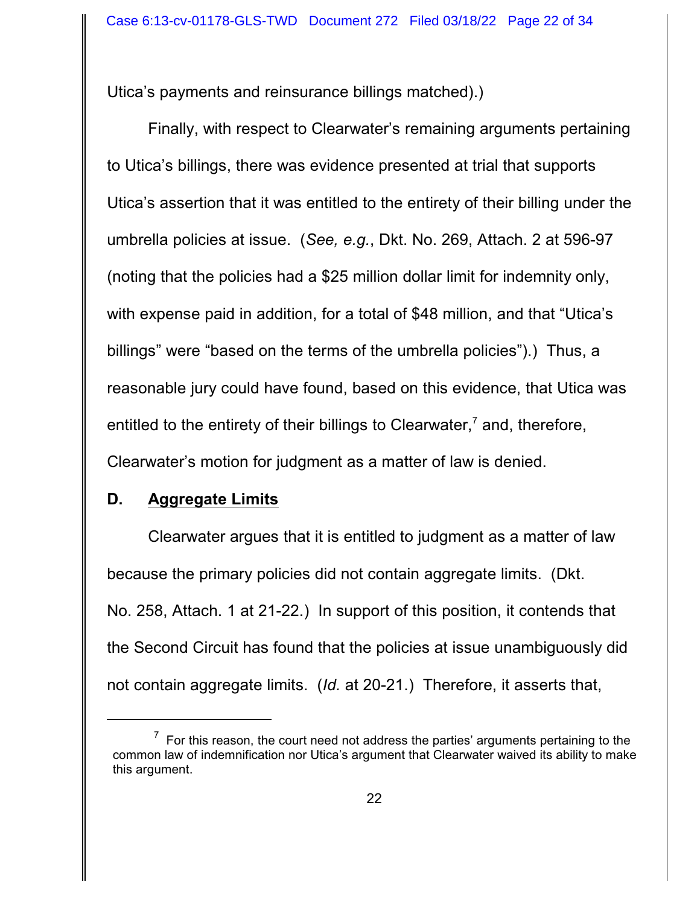Utica's payments and reinsurance billings matched).)

Finally, with respect to Clearwater's remaining arguments pertaining to Utica's billings, there was evidence presented at trial that supports Utica's assertion that it was entitled to the entirety of their billing under the umbrella policies at issue. (*See, e.g.*, Dkt. No. 269, Attach. 2 at 596-97 (noting that the policies had a $25 million dollar limit for indemnity only, with expense paid in addition, for a total of $48 million, and that "Utica's billings" were "based on the terms of the umbrella policies").) Thus, a reasonable jury could have found, based on this evidence, that Utica was entitled to the entirety of their billings to Clearwater,[7] and, therefore, Clearwater's motion for judgment as a matter of law is denied.

### D. Aggregate Limits

Clearwater argues that it is entitled to judgment as a matter of law because the primary policies did not contain aggregate limits. (Dkt. No. 258, Attach. 1 at 21-22.) In support of this position, it contends that the Second Circuit has found that the policies at issue unambiguously did not contain aggregate limits. (*Id.* at 20-21.) Therefore, it asserts that,

---

[7] For this reason, the court need not address the parties' arguments pertaining to the common law of indemnification nor Utica's argument that Clearwater waived its ability to make this argument.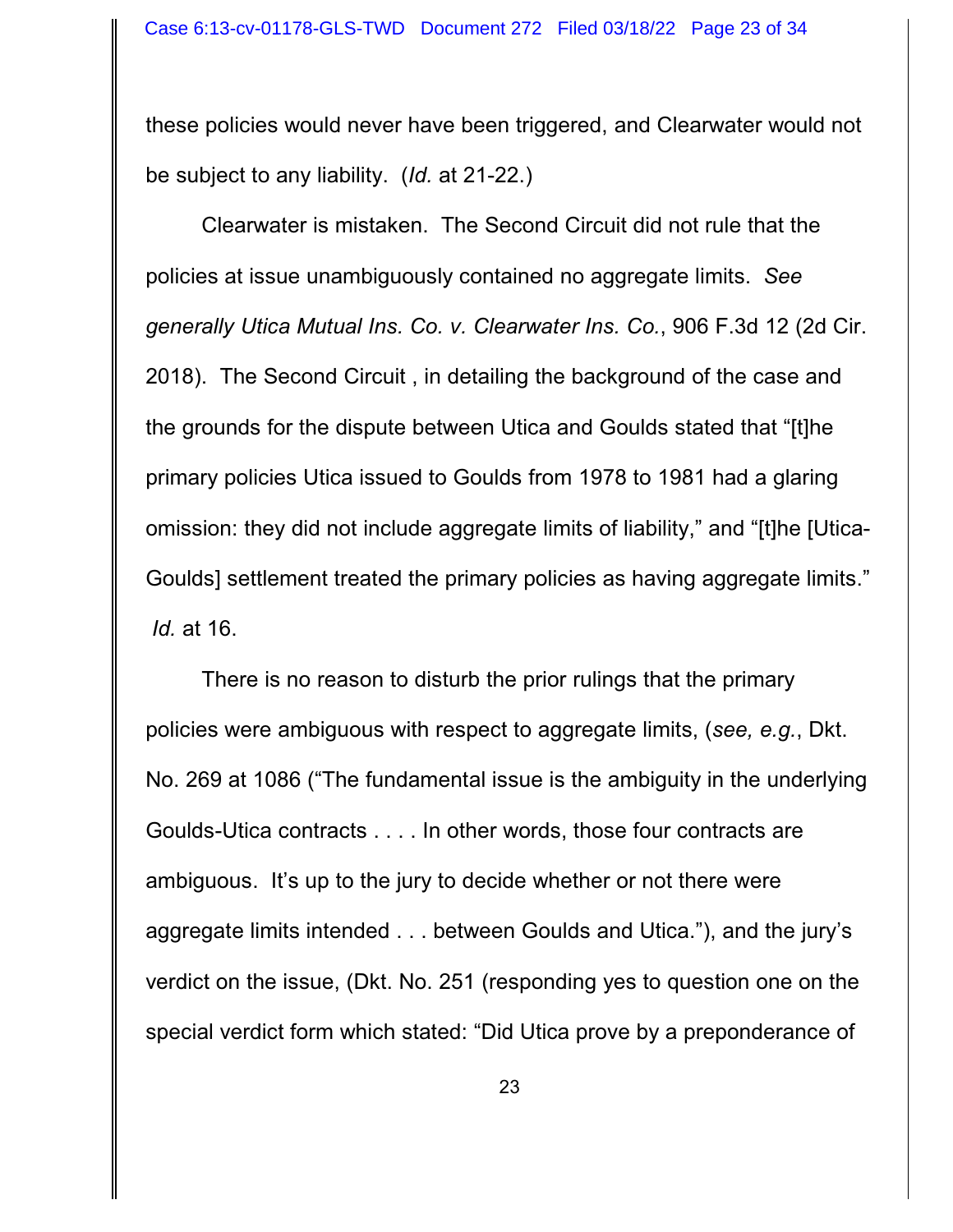these policies would never have been triggered, and Clearwater would not be subject to any liability. (*Id.* at 21-22.)

Clearwater is mistaken. The Second Circuit did not rule that the policies at issue unambiguously contained no aggregate limits. *See generally Utica Mutual Ins. Co. v. Clearwater Ins. Co.*, 906 F.3d 12 (2d Cir. 2018). The Second Circuit , in detailing the background of the case and the grounds for the dispute between Utica and Goulds stated that "[t]he primary policies Utica issued to Goulds from 1978 to 1981 had a glaring omission: they did not include aggregate limits of liability," and "[t]he [Utica-Goulds] settlement treated the primary policies as having aggregate limits." *Id.* at 16.

There is no reason to disturb the prior rulings that the primary policies were ambiguous with respect to aggregate limits, (*see, e.g.*, Dkt. No. 269 at 1086 ("The fundamental issue is the ambiguity in the underlying Goulds-Utica contracts . . . . In other words, those four contracts are ambiguous. It's up to the jury to decide whether or not there were aggregate limits intended . . . between Goulds and Utica."), and the jury's verdict on the issue, (Dkt. No. 251 (responding yes to question one on the special verdict form which stated: "Did Utica prove by a preponderance of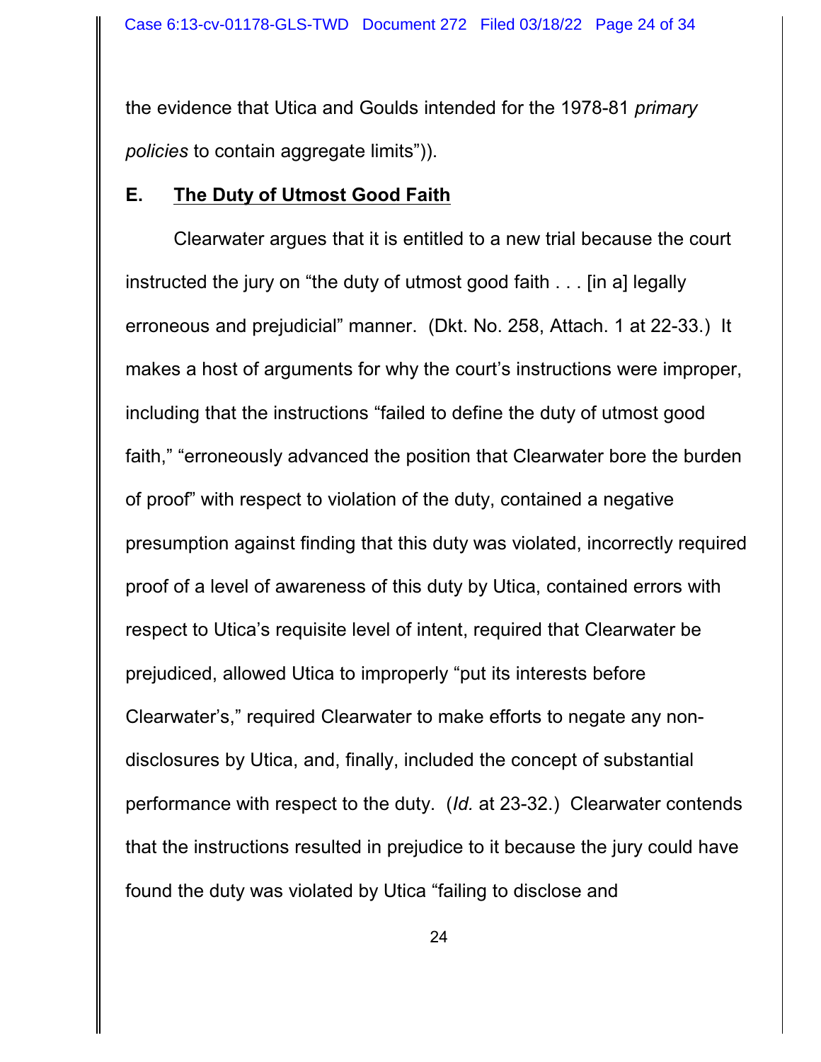the evidence that Utica and Goulds intended for the 1978-81 *primary policies* to contain aggregate limits")).

## E. <u>The Duty of Utmost Good Faith</u>

Clearwater argues that it is entitled to a new trial because the court instructed the jury on "the duty of utmost good faith . . . [in a] legally erroneous and prejudicial" manner. (Dkt. No. 258, Attach. 1 at 22-33.) It makes a host of arguments for why the court's instructions were improper, including that the instructions "failed to define the duty of utmost good faith," "erroneously advanced the position that Clearwater bore the burden of proof" with respect to violation of the duty, contained a negative presumption against finding that this duty was violated, incorrectly required proof of a level of awareness of this duty by Utica, contained errors with respect to Utica's requisite level of intent, required that Clearwater be prejudiced, allowed Utica to improperly "put its interests before Clearwater's," required Clearwater to make efforts to negate any non-disclosures by Utica, and, finally, included the concept of substantial performance with respect to the duty. (*Id.* at 23-32.) Clearwater contends that the instructions resulted in prejudice to it because the jury could have found the duty was violated by Utica "failing to disclose and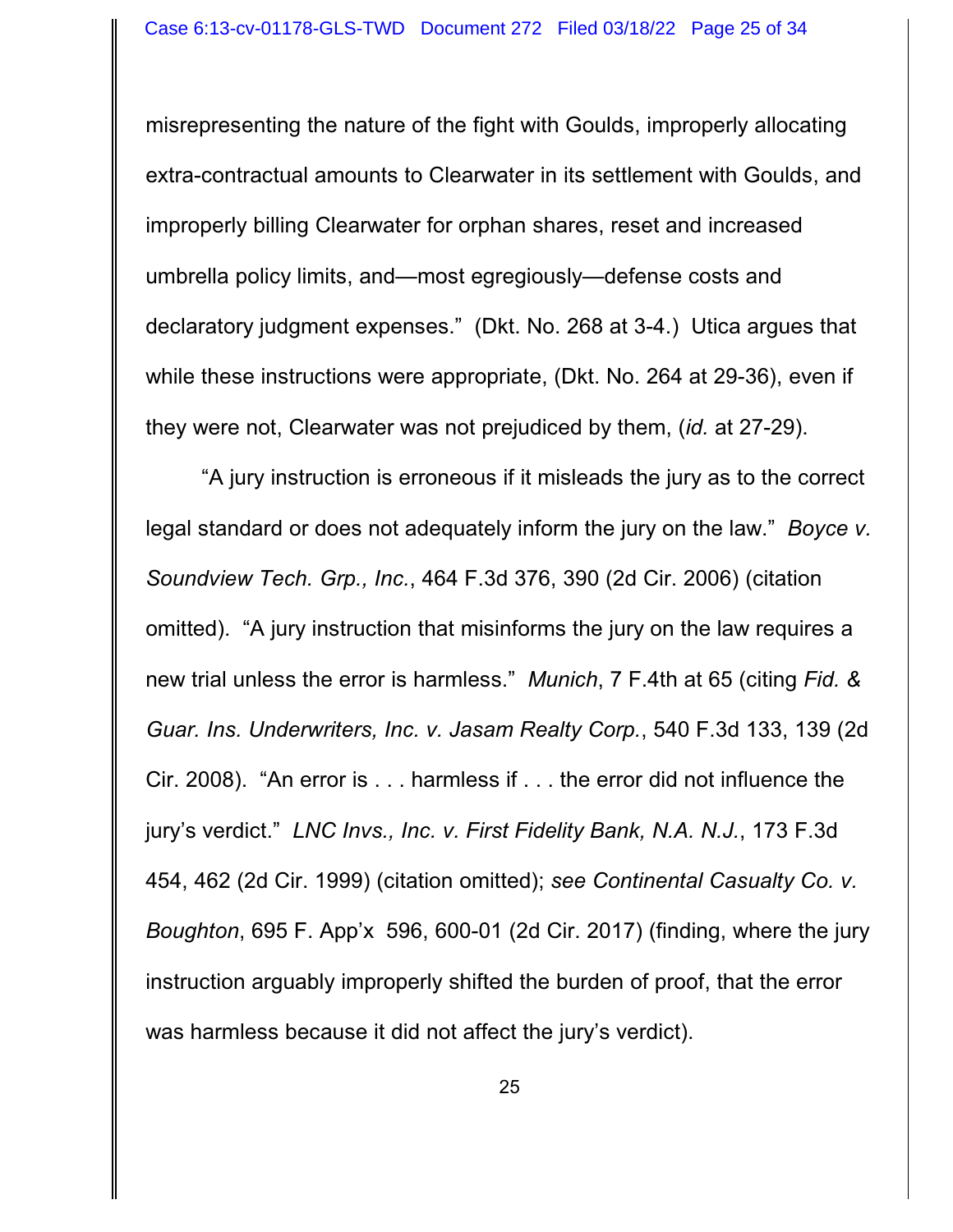misrepresenting the nature of the fight with Goulds, improperly allocating extra-contractual amounts to Clearwater in its settlement with Goulds, and improperly billing Clearwater for orphan shares, reset and increased umbrella policy limits, and—most egregiously—defense costs and declaratory judgment expenses." (Dkt. No. 268 at 3-4.) Utica argues that while these instructions were appropriate, (Dkt. No. 264 at 29-36), even if they were not, Clearwater was not prejudiced by them, (*id.* at 27-29).

"A jury instruction is erroneous if it misleads the jury as to the correct legal standard or does not adequately inform the jury on the law." *Boyce v. Soundview Tech. Grp., Inc.*, 464 F.3d 376, 390 (2d Cir. 2006) (citation omitted). "A jury instruction that misinforms the jury on the law requires a new trial unless the error is harmless." *Munich*, 7 F.4th at 65 (citing *Fid. & Guar. Ins. Underwriters, Inc. v. Jasam Realty Corp.*, 540 F.3d 133, 139 (2d Cir. 2008). "An error is . . . harmless if . . . the error did not influence the jury's verdict." *LNC Invs., Inc. v. First Fidelity Bank, N.A. N.J.*, 173 F.3d 454, 462 (2d Cir. 1999) (citation omitted); *see Continental Casualty Co. v. Boughton*, 695 F. App'x 596, 600-01 (2d Cir. 2017) (finding, where the jury instruction arguably improperly shifted the burden of proof, that the error was harmless because it did not affect the jury's verdict).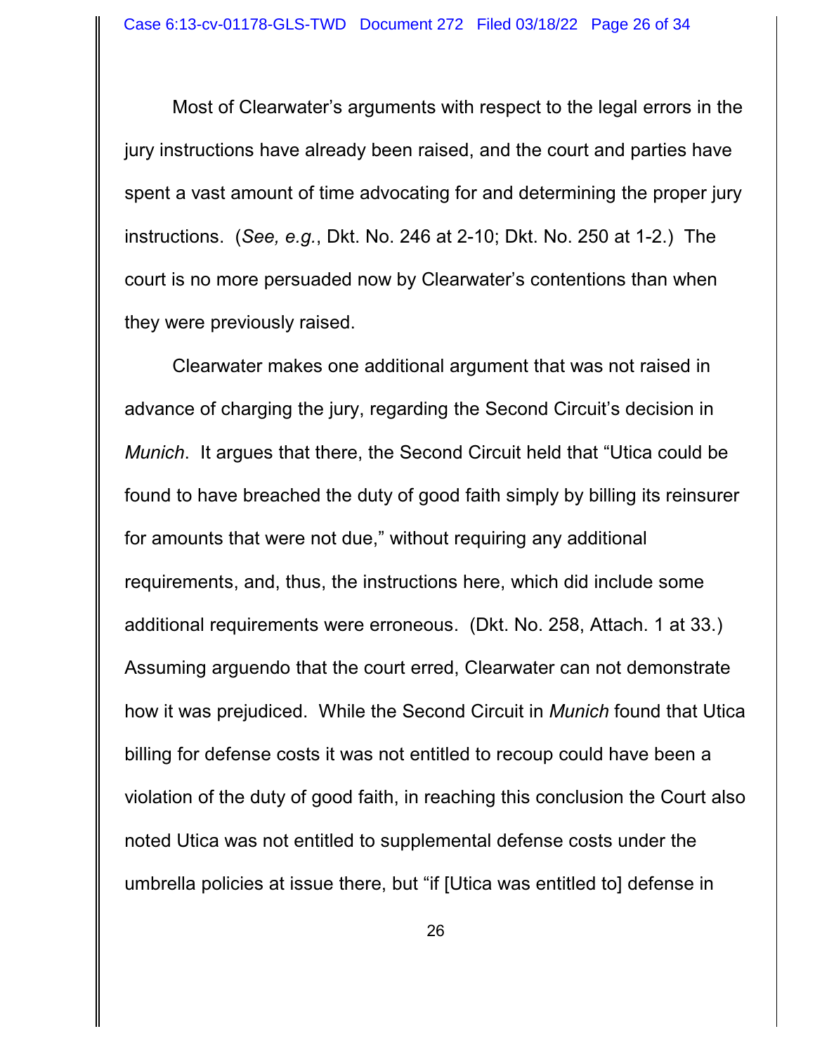Most of Clearwater's arguments with respect to the legal errors in the jury instructions have already been raised, and the court and parties have spent a vast amount of time advocating for and determining the proper jury instructions. (*See, e.g.*, Dkt. No. 246 at 2-10; Dkt. No. 250 at 1-2.) The court is no more persuaded now by Clearwater's contentions than when they were previously raised.

Clearwater makes one additional argument that was not raised in advance of charging the jury, regarding the Second Circuit's decision in *Munich*. It argues that there, the Second Circuit held that "Utica could be found to have breached the duty of good faith simply by billing its reinsurer for amounts that were not due," without requiring any additional requirements, and, thus, the instructions here, which did include some additional requirements were erroneous. (Dkt. No. 258, Attach. 1 at 33.) Assuming arguendo that the court erred, Clearwater can not demonstrate how it was prejudiced. While the Second Circuit in *Munich* found that Utica billing for defense costs it was not entitled to recoup could have been a violation of the duty of good faith, in reaching this conclusion the Court also noted Utica was not entitled to supplemental defense costs under the umbrella policies at issue there, but "if [Utica was entitled to] defense in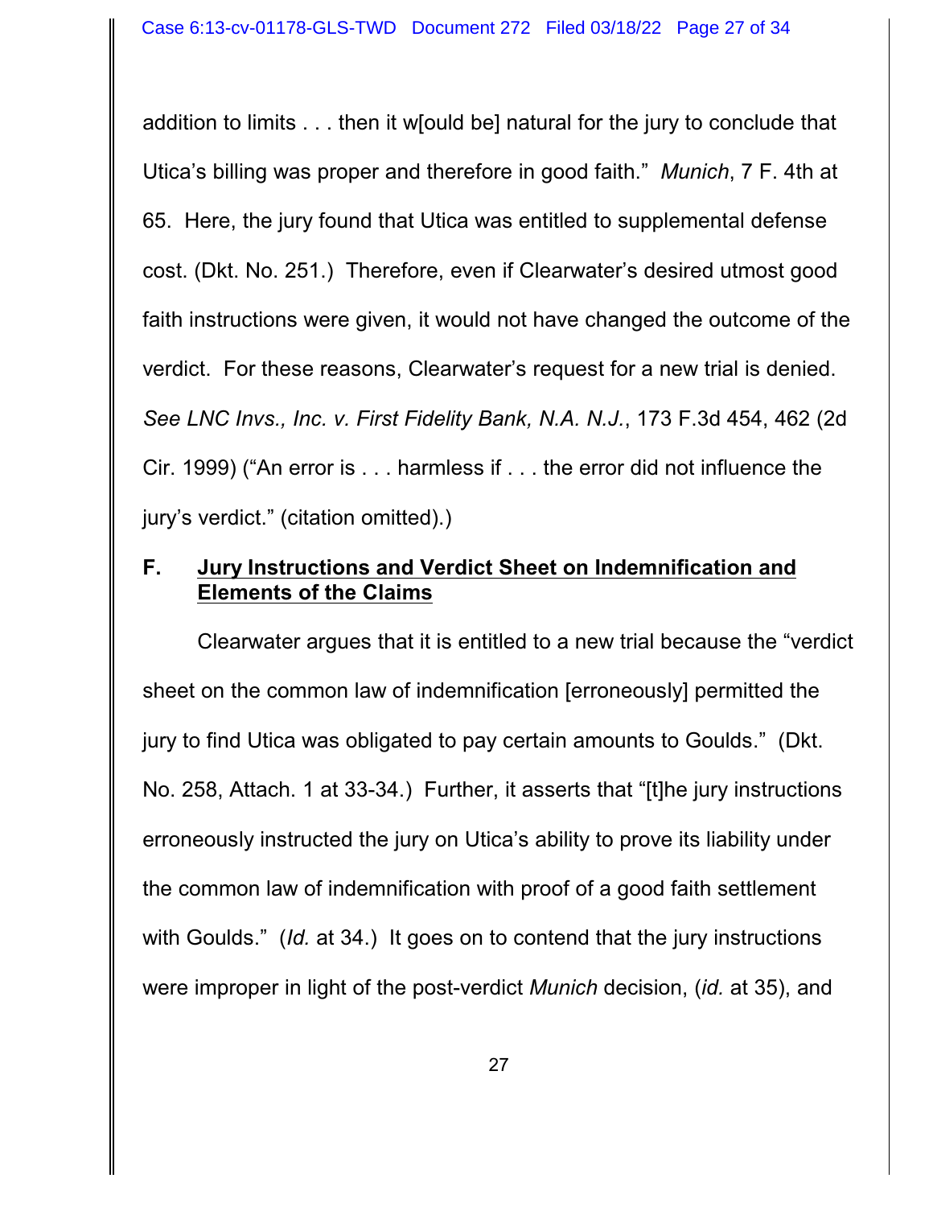addition to limits . . . then it w[ould be] natural for the jury to conclude that Utica's billing was proper and therefore in good faith." *Munich*, 7 F. 4th at 65. Here, the jury found that Utica was entitled to supplemental defense cost. (Dkt. No. 251.) Therefore, even if Clearwater's desired utmost good faith instructions were given, it would not have changed the outcome of the verdict. For these reasons, Clearwater's request for a new trial is denied. *See LNC Invs., Inc. v. First Fidelity Bank, N.A. N.J.*, 173 F.3d 454, 462 (2d Cir. 1999) ("An error is . . . harmless if . . . the error did not influence the jury's verdict." (citation omitted).)

## F. Jury Instructions and Verdict Sheet on Indemnification and Elements of the Claims

Clearwater argues that it is entitled to a new trial because the "verdict sheet on the common law of indemnification [erroneously] permitted the jury to find Utica was obligated to pay certain amounts to Goulds." (Dkt. No. 258, Attach. 1 at 33-34.) Further, it asserts that "[t]he jury instructions erroneously instructed the jury on Utica's ability to prove its liability under the common law of indemnification with proof of a good faith settlement with Goulds." (*Id.* at 34.) It goes on to contend that the jury instructions were improper in light of the post-verdict *Munich* decision, (*id.* at 35), and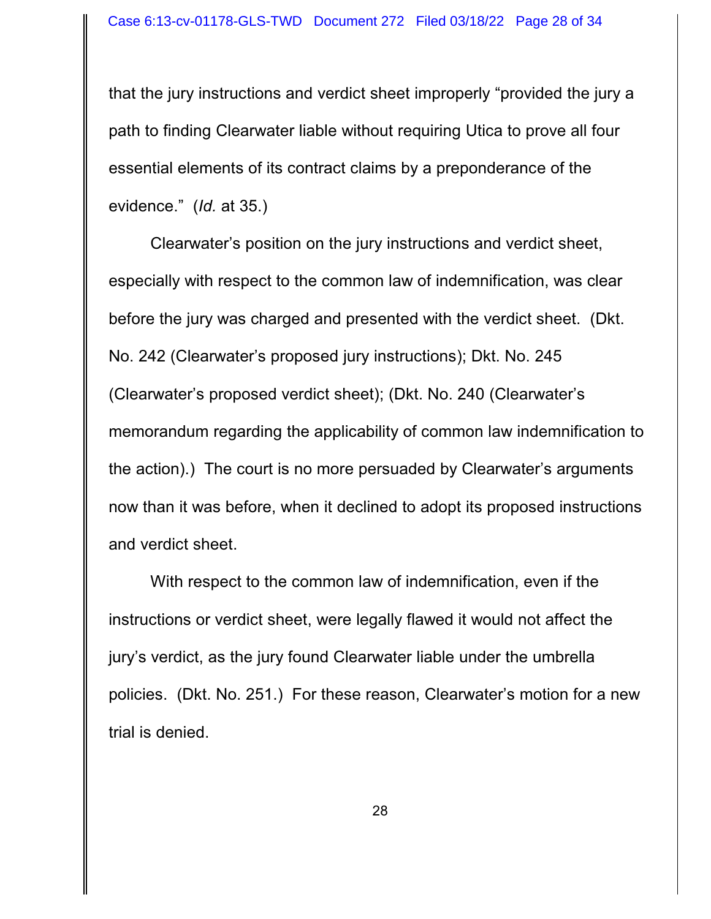that the jury instructions and verdict sheet improperly "provided the jury a path to finding Clearwater liable without requiring Utica to prove all four essential elements of its contract claims by a preponderance of the evidence." (*Id.* at 35.)

Clearwater's position on the jury instructions and verdict sheet, especially with respect to the common law of indemnification, was clear before the jury was charged and presented with the verdict sheet. (Dkt. No. 242 (Clearwater's proposed jury instructions); Dkt. No. 245 (Clearwater's proposed verdict sheet); (Dkt. No. 240 (Clearwater's memorandum regarding the applicability of common law indemnification to the action).) The court is no more persuaded by Clearwater's arguments now than it was before, when it declined to adopt its proposed instructions and verdict sheet.

With respect to the common law of indemnification, even if the instructions or verdict sheet, were legally flawed it would not affect the jury's verdict, as the jury found Clearwater liable under the umbrella policies. (Dkt. No. 251.) For these reason, Clearwater's motion for a new trial is denied.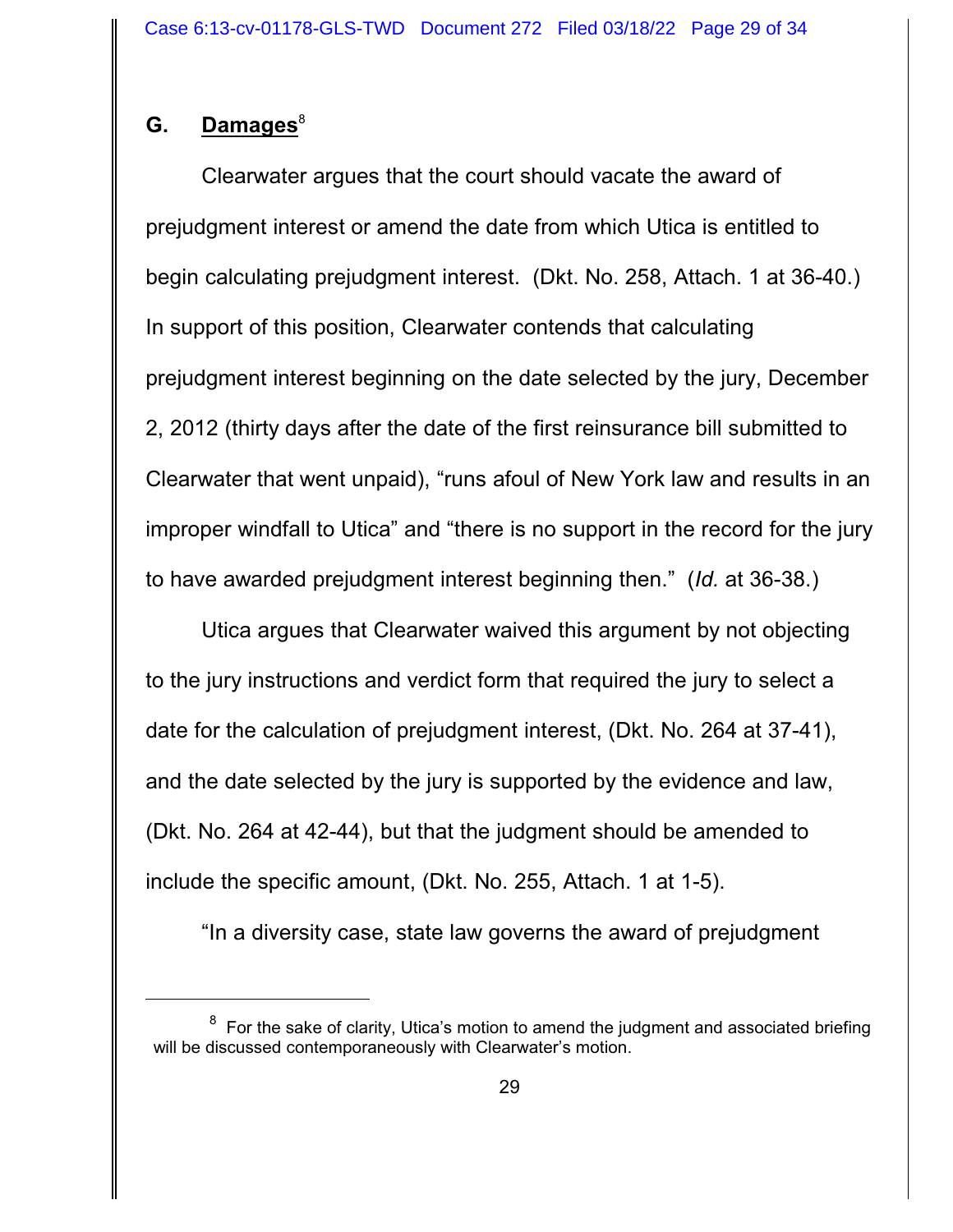## G. Damages[8]

Clearwater argues that the court should vacate the award of prejudgment interest or amend the date from which Utica is entitled to begin calculating prejudgment interest. (Dkt. No. 258, Attach. 1 at 36-40.) In support of this position, Clearwater contends that calculating prejudgment interest beginning on the date selected by the jury, December 2, 2012 (thirty days after the date of the first reinsurance bill submitted to Clearwater that went unpaid), "runs afoul of New York law and results in an improper windfall to Utica" and "there is no support in the record for the jury to have awarded prejudgment interest beginning then." (*Id.* at 36-38.)

Utica argues that Clearwater waived this argument by not objecting to the jury instructions and verdict form that required the jury to select a date for the calculation of prejudgment interest, (Dkt. No. 264 at 37-41), and the date selected by the jury is supported by the evidence and law, (Dkt. No. 264 at 42-44), but that the judgment should be amended to include the specific amount, (Dkt. No. 255, Attach. 1 at 1-5).

"In a diversity case, state law governs the award of prejudgment

---

[8] For the sake of clarity, Utica's motion to amend the judgment and associated briefing will be discussed contemporaneously with Clearwater's motion.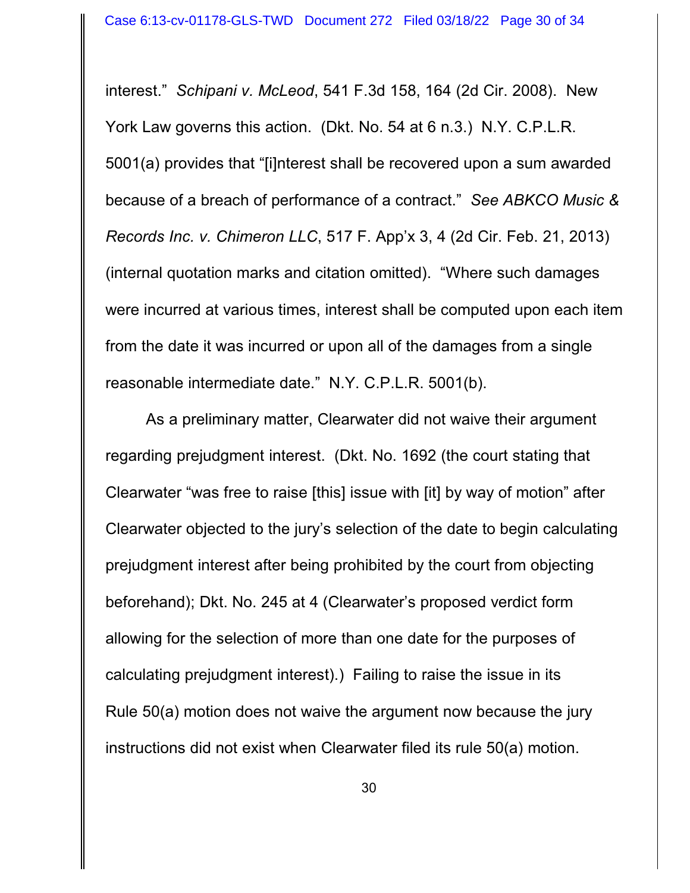interest." *Schipani v. McLeod*, 541 F.3d 158, 164 (2d Cir. 2008). New York Law governs this action. (Dkt. No. 54 at 6 n.3.) N.Y. C.P.L.R. 5001(a) provides that "[i]nterest shall be recovered upon a sum awarded because of a breach of performance of a contract." *See ABKCO Music & Records Inc. v. Chimeron LLC*, 517 F. App'x 3, 4 (2d Cir. Feb. 21, 2013) (internal quotation marks and citation omitted). "Where such damages were incurred at various times, interest shall be computed upon each item from the date it was incurred or upon all of the damages from a single reasonable intermediate date." N.Y. C.P.L.R. 5001(b).

As a preliminary matter, Clearwater did not waive their argument regarding prejudgment interest. (Dkt. No. 1692 (the court stating that Clearwater "was free to raise [this] issue with [it] by way of motion" after Clearwater objected to the jury's selection of the date to begin calculating prejudgment interest after being prohibited by the court from objecting beforehand); Dkt. No. 245 at 4 (Clearwater's proposed verdict form allowing for the selection of more than one date for the purposes of calculating prejudgment interest).) Failing to raise the issue in its Rule 50(a) motion does not waive the argument now because the jury instructions did not exist when Clearwater filed its rule 50(a) motion.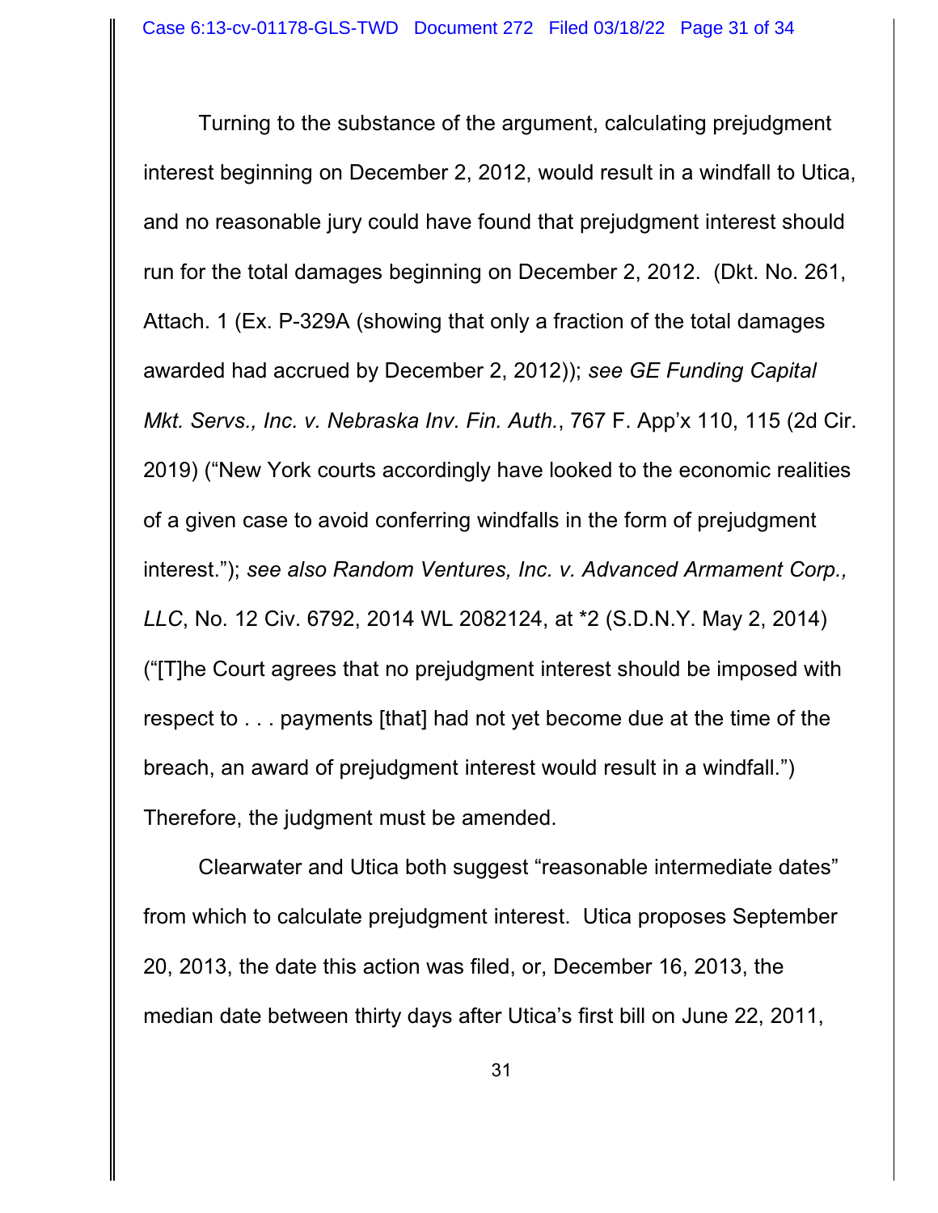Turning to the substance of the argument, calculating prejudgment interest beginning on December 2, 2012, would result in a windfall to Utica, and no reasonable jury could have found that prejudgment interest should run for the total damages beginning on December 2, 2012. (Dkt. No. 261, Attach. 1 (Ex. P-329A (showing that only a fraction of the total damages awarded had accrued by December 2, 2012)); *see GE Funding Capital Mkt. Servs., Inc. v. Nebraska Inv. Fin. Auth.*, 767 F. App'x 110, 115 (2d Cir. 2019) ("New York courts accordingly have looked to the economic realities of a given case to avoid conferring windfalls in the form of prejudgment interest."); *see also Random Ventures, Inc. v. Advanced Armament Corp., LLC*, No. 12 Civ. 6792, 2014 WL 2082124, at *2 (S.D.N.Y. May 2, 2014) ("[T]he Court agrees that no prejudgment interest should be imposed with respect to . . . payments [that] had not yet become due at the time of the breach, an award of prejudgment interest would result in a windfall.") Therefore, the judgment must be amended.

Clearwater and Utica both suggest "reasonable intermediate dates" from which to calculate prejudgment interest. Utica proposes September 20, 2013, the date this action was filed, or, December 16, 2013, the median date between thirty days after Utica's first bill on June 22, 2011,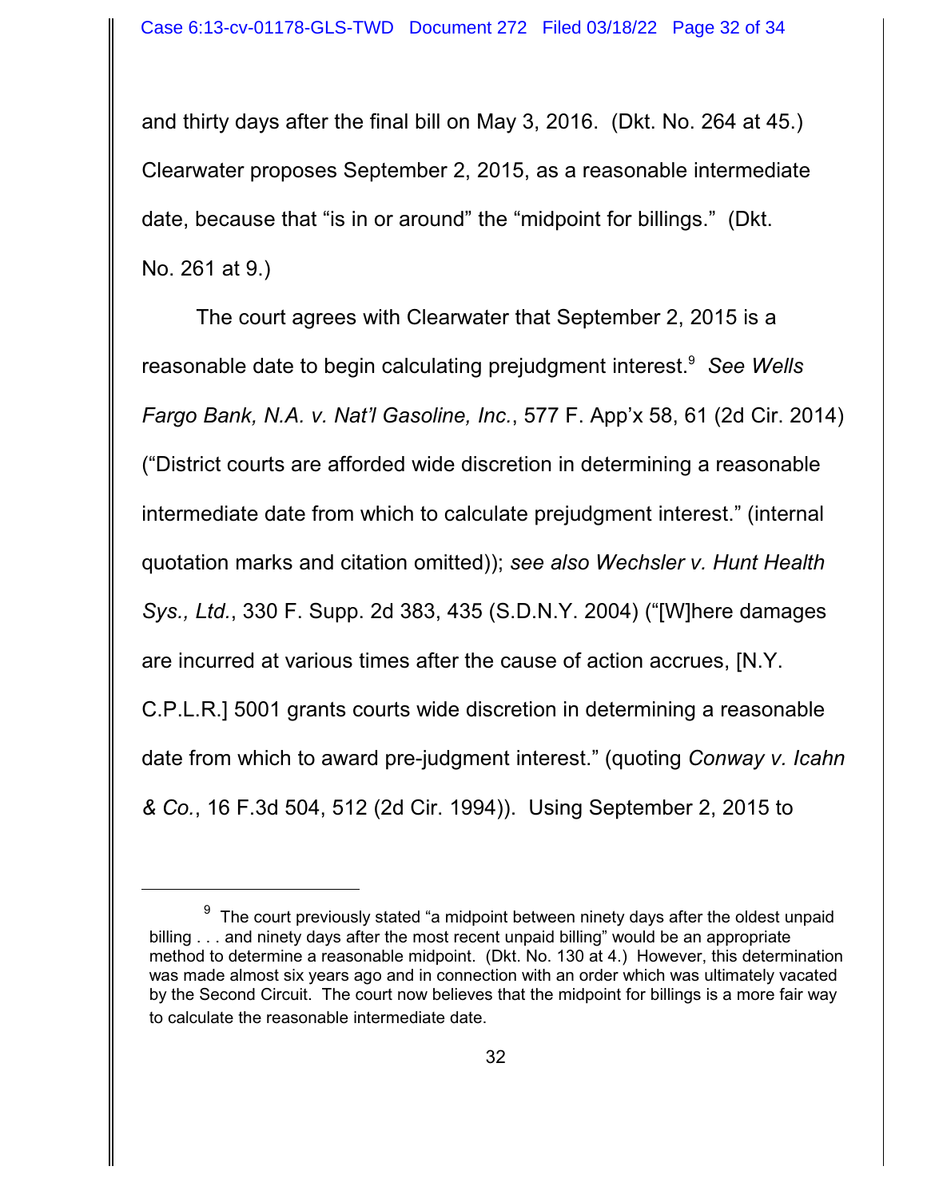and thirty days after the final bill on May 3, 2016. (Dkt. No. 264 at 45.) Clearwater proposes September 2, 2015, as a reasonable intermediate date, because that "is in or around" the "midpoint for billings." (Dkt. No. 261 at 9.)

The court agrees with Clearwater that September 2, 2015 is a reasonable date to begin calculating prejudgment interest.[9] *See Wells Fargo Bank, N.A. v. Nat'l Gasoline, Inc.*, 577 F. App'x 58, 61 (2d Cir. 2014) ("District courts are afforded wide discretion in determining a reasonable intermediate date from which to calculate prejudgment interest." (internal quotation marks and citation omitted)); *see also Wechsler v. Hunt Health Sys., Ltd.*, 330 F. Supp. 2d 383, 435 (S.D.N.Y. 2004) ("[W]here damages are incurred at various times after the cause of action accrues, [N.Y. C.P.L.R.] 5001 grants courts wide discretion in determining a reasonable date from which to award pre-judgment interest." (quoting *Conway v. Icahn & Co.*, 16 F.3d 504, 512 (2d Cir. 1994)). Using September 2, 2015 to

---

[9] The court previously stated "a midpoint between ninety days after the oldest unpaid billing . . . and ninety days after the most recent unpaid billing" would be an appropriate method to determine a reasonable midpoint. (Dkt. No. 130 at 4.) However, this determination was made almost six years ago and in connection with an order which was ultimately vacated by the Second Circuit. The court now believes that the midpoint for billings is a more fair way to calculate the reasonable intermediate date.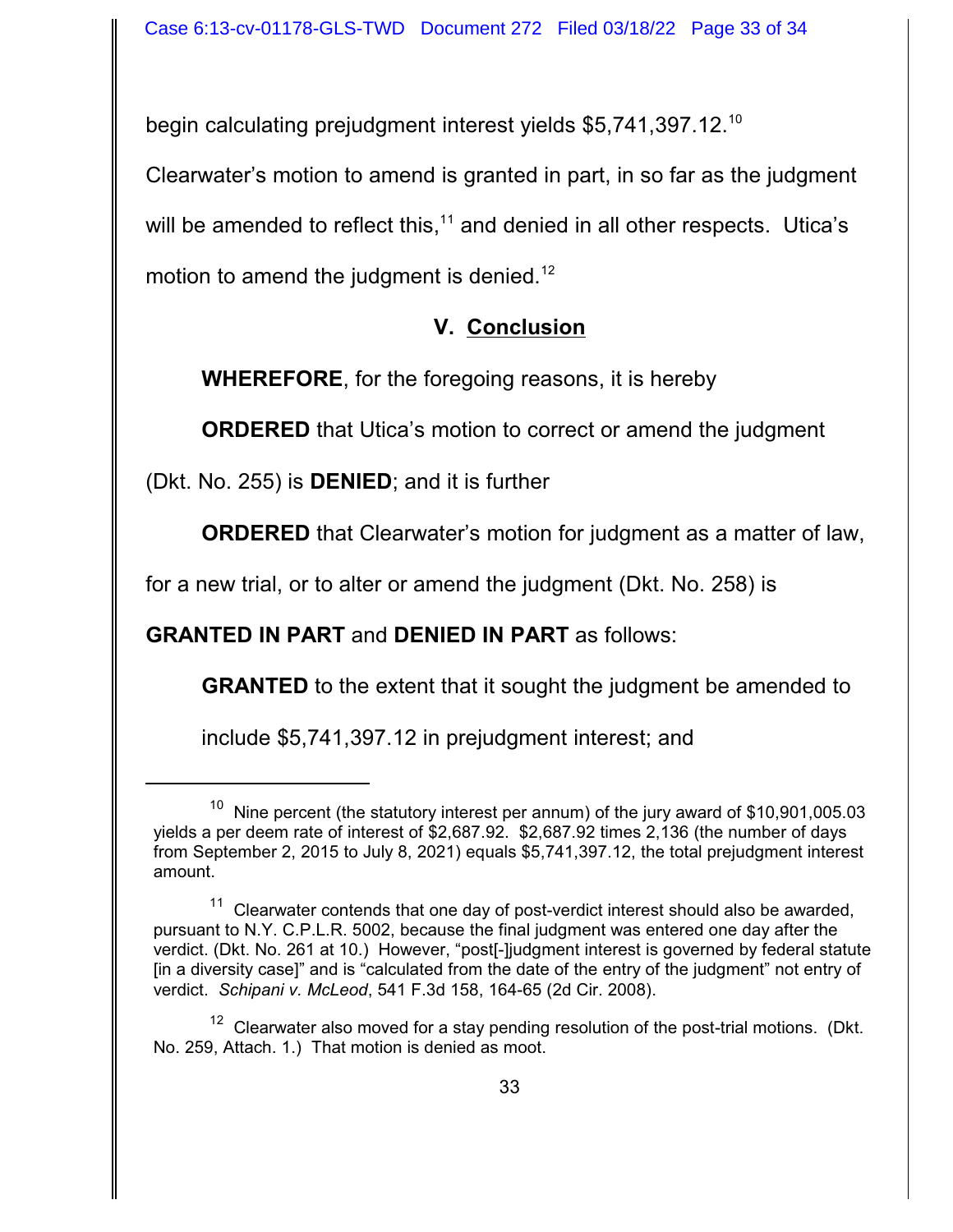begin calculating prejudgment interest yields $5,741,397.12.[10] Clearwater's motion to amend is granted in part, in so far as the judgment will be amended to reflect this,[11] and denied in all other respects. Utica's motion to amend the judgment is denied.[12]

## V. Conclusion

**WHEREFORE**, for the foregoing reasons, it is hereby

**ORDERED** that Utica's motion to correct or amend the judgment (Dkt. No. 255) is **DENIED**; and it is further

**ORDERED** that Clearwater's motion for judgment as a matter of law, for a new trial, or to alter or amend the judgment (Dkt. No. 258) is **GRANTED IN PART** and **DENIED IN PART** as follows:

**GRANTED** to the extent that it sought the judgment be amended to include $5,741,397.12 in prejudgment interest; and

---

[10] Nine percent (the statutory interest per annum) of the jury award of $10,901,005.03 yields a per deem rate of interest of $2,687.92. $2,687.92 times 2,136 (the number of days from September 2, 2015 to July 8, 2021) equals $5,741,397.12, the total prejudgment interest amount.

[11] Clearwater contends that one day of post-verdict interest should also be awarded, pursuant to N.Y. C.P.L.R. 5002, because the final judgment was entered one day after the verdict. (Dkt. No. 261 at 10.) However, "post[-]judgment interest is governed by federal statute [in a diversity case]" and is "calculated from the date of the entry of the judgment" not entry of verdict. *Schipani v. McLeod*, 541 F.3d 158, 164-65 (2d Cir. 2008).

[12] Clearwater also moved for a stay pending resolution of the post-trial motions. (Dkt. No. 259, Attach. 1.) That motion is denied as moot.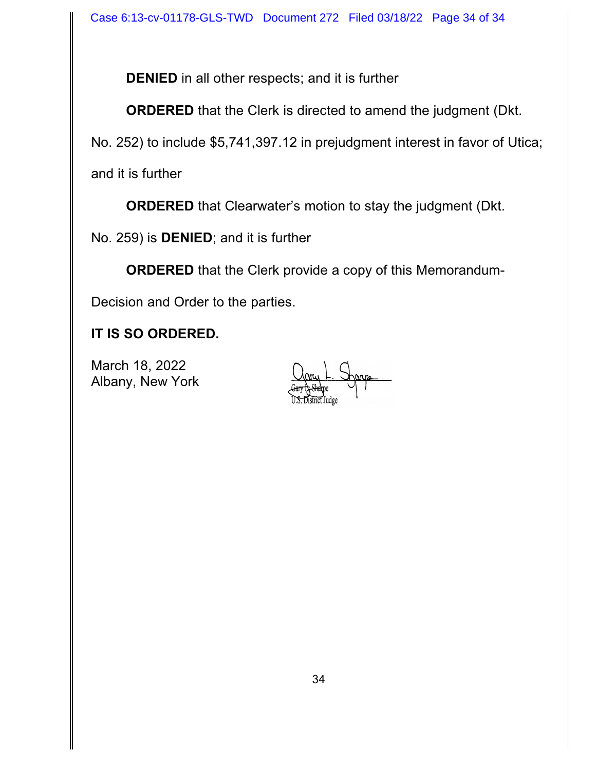**DENIED** in all other respects; and it is further

**ORDERED** that the Clerk is directed to amend the judgment (Dkt. No. 252) to include $5,741,397.12 in prejudgment interest in favor of Utica; and it is further

**ORDERED** that Clearwater's motion to stay the judgment (Dkt. No. 259) is **DENIED**; and it is further

**ORDERED** that the Clerk provide a copy of this Memorandum-Decision and Order to the parties.

**IT IS SO ORDERED.**

March 18, 2022
Albany, New York

Gary L. Sharpe
U.S. District Judge